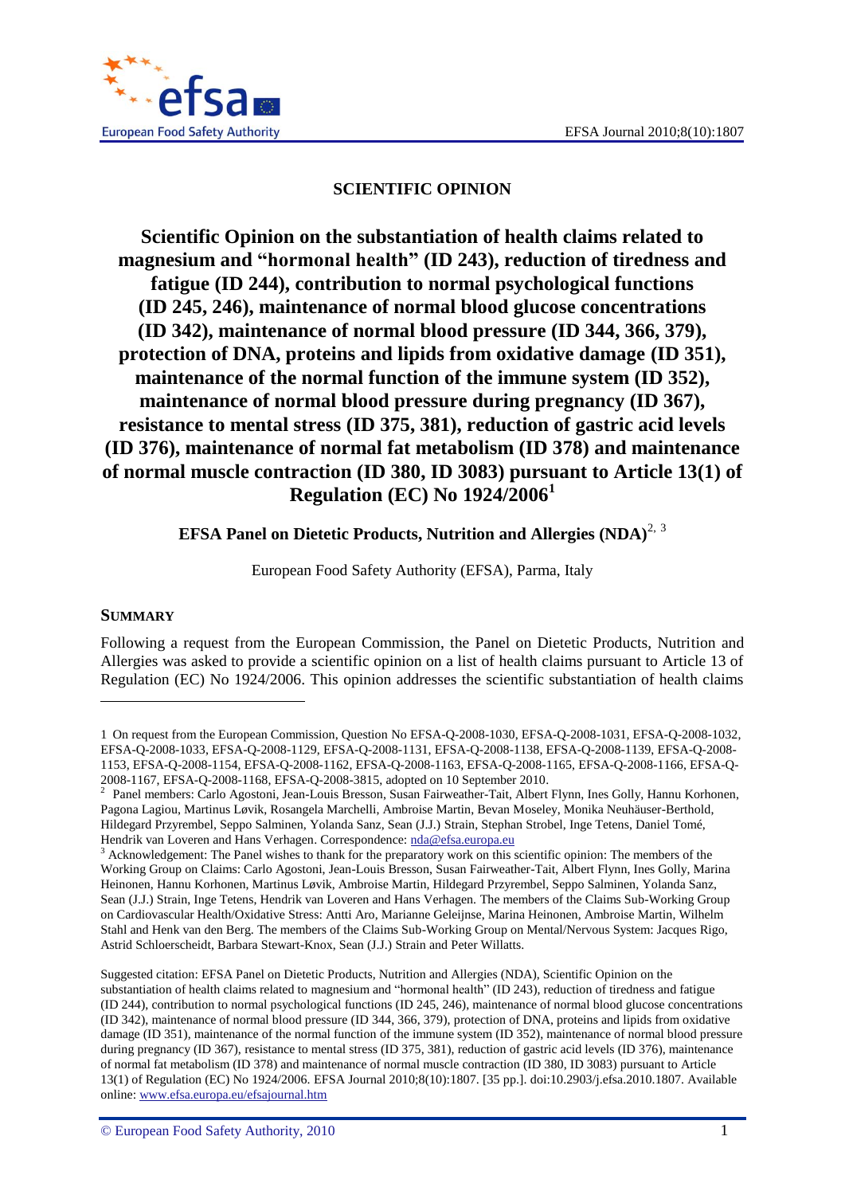# SCIENTIFIC OPINION

## Scientific Opinion on the substantiation of health claims related to magnesium and "hormonal health" (ID 243), reduction of tiredness and fatigue (ID 244), contribution to normal psychological functions (ID 245, 246), maintenance of normal blood glucose concentrations (ID 342), maintenance of normal blood pressure (ID 344, 366, 379), protection of DNA, proteins and lipids from oxidative damage (ID 351), maintenance of the normal function of the immune system (ID 352), maintenance of normal blood pressure during pregnancy (ID 367), resistance to mental stress (ID 375, 381), reduction of gastric acid levels (ID 376), maintenance of normal fat metabolism (ID 378) and maintenance of normal muscle contraction (ID 380, ID 3083) pursuant to Article 13(1) of Regulation (EC) No 1924/2006[1]

**EFSA Panel on Dietetic Products, Nutrition and Allergies (NDA)**[2, 3]

European Food Safety Authority (EFSA), Parma, Italy

### SUMMARY

Following a request from the European Commission, the Panel on Dietetic Products, Nutrition and Allergies was asked to provide a scientific opinion on a list of health claims pursuant to Article 13 of Regulation (EC) No 1924/2006. This opinion addresses the scientific substantiation of health claims

---

1 On request from the European Commission, Question No EFSA-Q-2008-1030, EFSA-Q-2008-1031, EFSA-Q-2008-1032, EFSA-Q-2008-1033, EFSA-Q-2008-1129, EFSA-Q-2008-1131, EFSA-Q-2008-1138, EFSA-Q-2008-1139, EFSA-Q-2008-1153, EFSA-Q-2008-1154, EFSA-Q-2008-1162, EFSA-Q-2008-1163, EFSA-Q-2008-1165, EFSA-Q-2008-1166, EFSA-Q-2008-1167, EFSA-Q-2008-1168, EFSA-Q-2008-3815, adopted on 10 September 2010.

2 Panel members: Carlo Agostoni, Jean-Louis Bresson, Susan Fairweather-Tait, Albert Flynn, Ines Golly, Hannu Korhonen, Pagona Lagiou, Martinus Løvik, Rosangela Marchelli, Ambroise Martin, Bevan Moseley, Monika Neuhäuser-Berthold, Hildegard Przyrembel, Seppo Salminen, Yolanda Sanz, Sean (J.J.) Strain, Stephan Strobel, Inge Tetens, Daniel Tomé, Hendrik van Loveren and Hans Verhagen. Correspondence: nda@efsa.europa.eu

3 Acknowledgement: The Panel wishes to thank for the preparatory work on this scientific opinion: The members of the Working Group on Claims: Carlo Agostoni, Jean-Louis Bresson, Susan Fairweather-Tait, Albert Flynn, Ines Golly, Marina Heinonen, Hannu Korhonen, Martinus Løvik, Ambroise Martin, Hildegard Przyrembel, Seppo Salminen, Yolanda Sanz, Sean (J.J.) Strain, Inge Tetens, Hendrik van Loveren and Hans Verhagen. The members of the Claims Sub-Working Group on Cardiovascular Health/Oxidative Stress: Antti Aro, Marianne Geleijnse, Marina Heinonen, Ambroise Martin, Wilhelm Stahl and Henk van den Berg. The members of the Claims Sub-Working Group on Mental/Nervous System: Jacques Rigo, Astrid Schloerscheidt, Barbara Stewart-Knox, Sean (J.J.) Strain and Peter Willatts.

Suggested citation: EFSA Panel on Dietetic Products, Nutrition and Allergies (NDA), Scientific Opinion on the substantiation of health claims related to magnesium and "hormonal health" (ID 243), reduction of tiredness and fatigue (ID 244), contribution to normal psychological functions (ID 245, 246), maintenance of normal blood glucose concentrations (ID 342), maintenance of normal blood pressure (ID 344, 366, 379), protection of DNA, proteins and lipids from oxidative damage (ID 351), maintenance of the normal function of the immune system (ID 352), maintenance of normal blood pressure during pregnancy (ID 367), resistance to mental stress (ID 375, 381), reduction of gastric acid levels (ID 376), maintenance of normal fat metabolism (ID 378) and maintenance of normal muscle contraction (ID 380, ID 3083) pursuant to Article 13(1) of Regulation (EC) No 1924/2006. EFSA Journal 2010;8(10):1807. [35 pp.]. doi:10.2903/j.efsa.2010.1807. Available online: www.efsa.europa.eu/efsajournal.htm

© European Food Safety Authority, 2010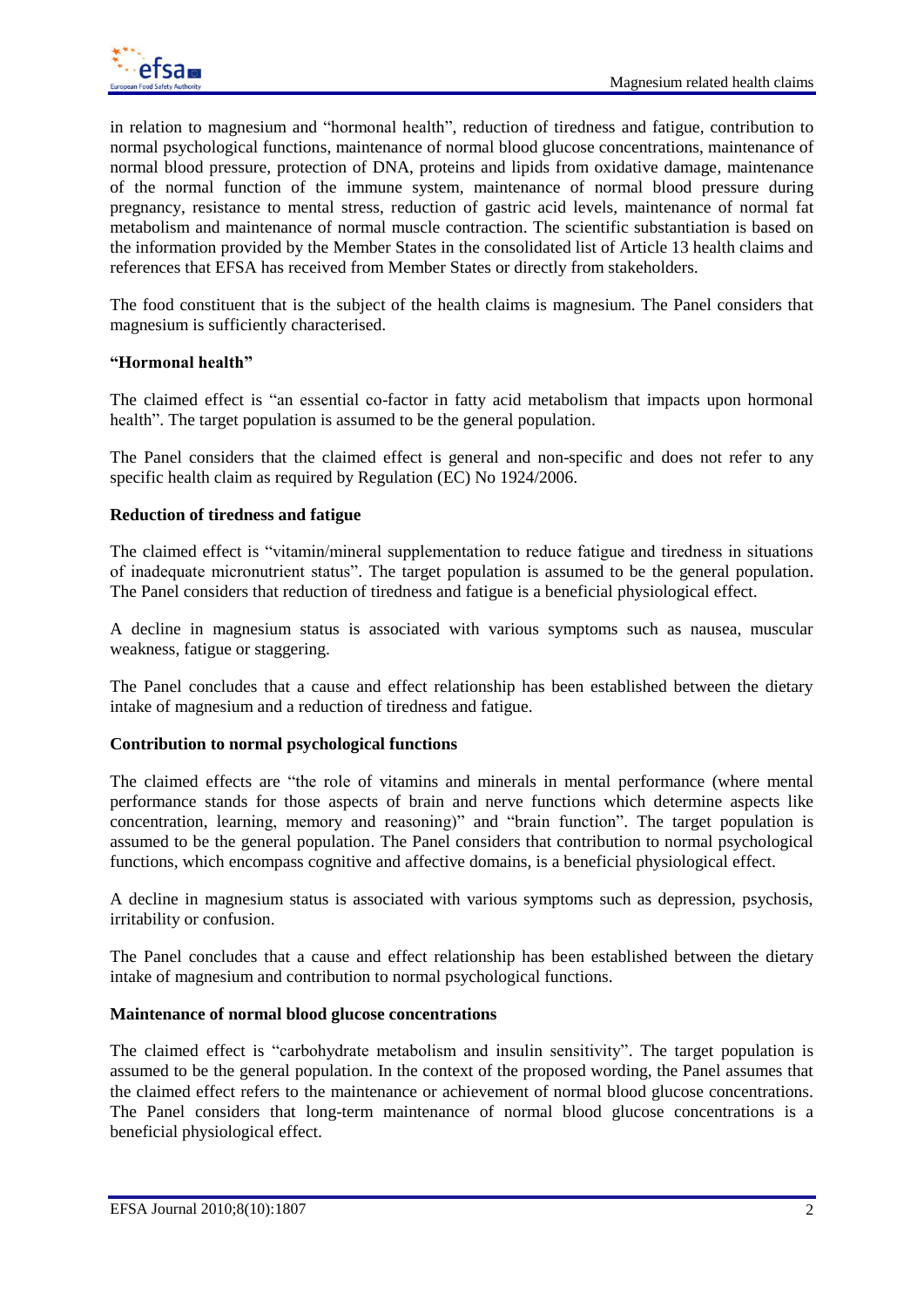in relation to magnesium and "hormonal health", reduction of tiredness and fatigue, contribution to normal psychological functions, maintenance of normal blood glucose concentrations, maintenance of normal blood pressure, protection of DNA, proteins and lipids from oxidative damage, maintenance of the normal function of the immune system, maintenance of normal blood pressure during pregnancy, resistance to mental stress, reduction of gastric acid levels, maintenance of normal fat metabolism and maintenance of normal muscle contraction. The scientific substantiation is based on the information provided by the Member States in the consolidated list of Article 13 health claims and references that EFSA has received from Member States or directly from stakeholders.

The food constituent that is the subject of the health claims is magnesium. The Panel considers that magnesium is sufficiently characterised.

**"Hormonal health"**

The claimed effect is "an essential co-factor in fatty acid metabolism that impacts upon hormonal health". The target population is assumed to be the general population.

The Panel considers that the claimed effect is general and non-specific and does not refer to any specific health claim as required by Regulation (EC) No 1924/2006.

**Reduction of tiredness and fatigue**

The claimed effect is "vitamin/mineral supplementation to reduce fatigue and tiredness in situations of inadequate micronutrient status". The target population is assumed to be the general population. The Panel considers that reduction of tiredness and fatigue is a beneficial physiological effect.

A decline in magnesium status is associated with various symptoms such as nausea, muscular weakness, fatigue or staggering.

The Panel concludes that a cause and effect relationship has been established between the dietary intake of magnesium and a reduction of tiredness and fatigue.

**Contribution to normal psychological functions**

The claimed effects are "the role of vitamins and minerals in mental performance (where mental performance stands for those aspects of brain and nerve functions which determine aspects like concentration, learning, memory and reasoning)" and "brain function". The target population is assumed to be the general population. The Panel considers that contribution to normal psychological functions, which encompass cognitive and affective domains, is a beneficial physiological effect.

A decline in magnesium status is associated with various symptoms such as depression, psychosis, irritability or confusion.

The Panel concludes that a cause and effect relationship has been established between the dietary intake of magnesium and contribution to normal psychological functions.

**Maintenance of normal blood glucose concentrations**

The claimed effect is "carbohydrate metabolism and insulin sensitivity". The target population is assumed to be the general population. In the context of the proposed wording, the Panel assumes that the claimed effect refers to the maintenance or achievement of normal blood glucose concentrations. The Panel considers that long-term maintenance of normal blood glucose concentrations is a beneficial physiological effect.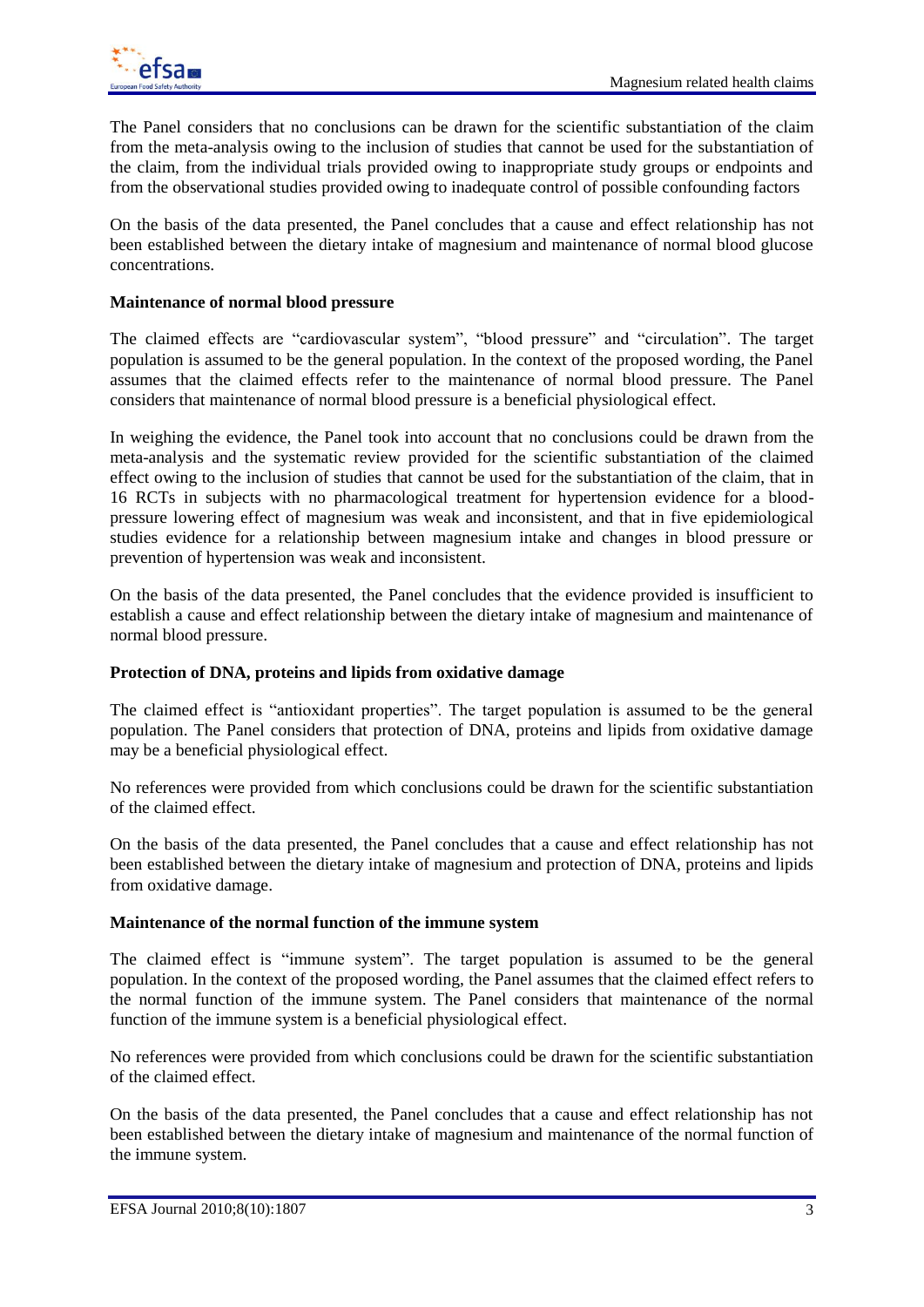The Panel considers that no conclusions can be drawn for the scientific substantiation of the claim from the meta-analysis owing to the inclusion of studies that cannot be used for the substantiation of the claim, from the individual trials provided owing to inappropriate study groups or endpoints and from the observational studies provided owing to inadequate control of possible confounding factors

On the basis of the data presented, the Panel concludes that a cause and effect relationship has not been established between the dietary intake of magnesium and maintenance of normal blood glucose concentrations.

**Maintenance of normal blood pressure**

The claimed effects are "cardiovascular system", "blood pressure" and "circulation". The target population is assumed to be the general population. In the context of the proposed wording, the Panel assumes that the claimed effects refer to the maintenance of normal blood pressure. The Panel considers that maintenance of normal blood pressure is a beneficial physiological effect.

In weighing the evidence, the Panel took into account that no conclusions could be drawn from the meta-analysis and the systematic review provided for the scientific substantiation of the claimed effect owing to the inclusion of studies that cannot be used for the substantiation of the claim, that in 16 RCTs in subjects with no pharmacological treatment for hypertension evidence for a blood-pressure lowering effect of magnesium was weak and inconsistent, and that in five epidemiological studies evidence for a relationship between magnesium intake and changes in blood pressure or prevention of hypertension was weak and inconsistent.

On the basis of the data presented, the Panel concludes that the evidence provided is insufficient to establish a cause and effect relationship between the dietary intake of magnesium and maintenance of normal blood pressure.

**Protection of DNA, proteins and lipids from oxidative damage**

The claimed effect is "antioxidant properties". The target population is assumed to be the general population. The Panel considers that protection of DNA, proteins and lipids from oxidative damage may be a beneficial physiological effect.

No references were provided from which conclusions could be drawn for the scientific substantiation of the claimed effect.

On the basis of the data presented, the Panel concludes that a cause and effect relationship has not been established between the dietary intake of magnesium and protection of DNA, proteins and lipids from oxidative damage.

**Maintenance of the normal function of the immune system**

The claimed effect is "immune system". The target population is assumed to be the general population. In the context of the proposed wording, the Panel assumes that the claimed effect refers to the normal function of the immune system. The Panel considers that maintenance of the normal function of the immune system is a beneficial physiological effect.

No references were provided from which conclusions could be drawn for the scientific substantiation of the claimed effect.

On the basis of the data presented, the Panel concludes that a cause and effect relationship has not been established between the dietary intake of magnesium and maintenance of the normal function of the immune system.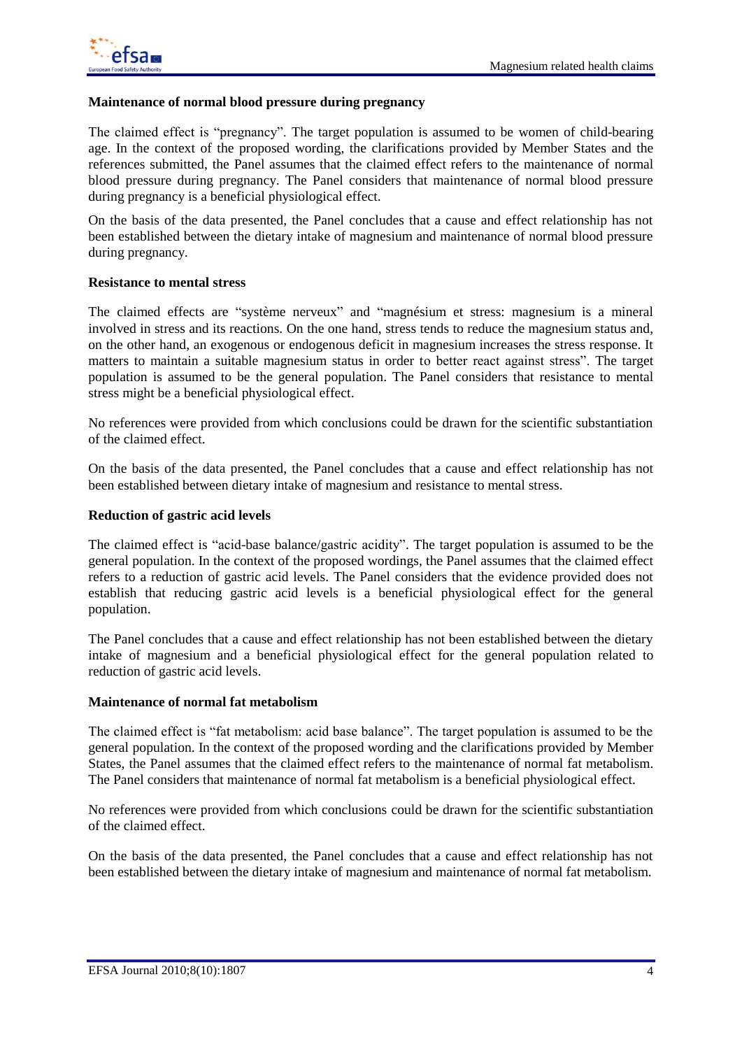**Maintenance of normal blood pressure during pregnancy**

The claimed effect is "pregnancy". The target population is assumed to be women of child-bearing age. In the context of the proposed wording, the clarifications provided by Member States and the references submitted, the Panel assumes that the claimed effect refers to the maintenance of normal blood pressure during pregnancy. The Panel considers that maintenance of normal blood pressure during pregnancy is a beneficial physiological effect.

On the basis of the data presented, the Panel concludes that a cause and effect relationship has not been established between the dietary intake of magnesium and maintenance of normal blood pressure during pregnancy.

**Resistance to mental stress**

The claimed effects are "système nerveux" and "magnésium et stress: magnesium is a mineral involved in stress and its reactions. On the one hand, stress tends to reduce the magnesium status and, on the other hand, an exogenous or endogenous deficit in magnesium increases the stress response. It matters to maintain a suitable magnesium status in order to better react against stress". The target population is assumed to be the general population. The Panel considers that resistance to mental stress might be a beneficial physiological effect.

No references were provided from which conclusions could be drawn for the scientific substantiation of the claimed effect.

On the basis of the data presented, the Panel concludes that a cause and effect relationship has not been established between dietary intake of magnesium and resistance to mental stress.

**Reduction of gastric acid levels**

The claimed effect is "acid-base balance/gastric acidity". The target population is assumed to be the general population. In the context of the proposed wordings, the Panel assumes that the claimed effect refers to a reduction of gastric acid levels. The Panel considers that the evidence provided does not establish that reducing gastric acid levels is a beneficial physiological effect for the general population.

The Panel concludes that a cause and effect relationship has not been established between the dietary intake of magnesium and a beneficial physiological effect for the general population related to reduction of gastric acid levels.

**Maintenance of normal fat metabolism**

The claimed effect is "fat metabolism: acid base balance". The target population is assumed to be the general population. In the context of the proposed wording and the clarifications provided by Member States, the Panel assumes that the claimed effect refers to the maintenance of normal fat metabolism. The Panel considers that maintenance of normal fat metabolism is a beneficial physiological effect.

No references were provided from which conclusions could be drawn for the scientific substantiation of the claimed effect.

On the basis of the data presented, the Panel concludes that a cause and effect relationship has not been established between the dietary intake of magnesium and maintenance of normal fat metabolism.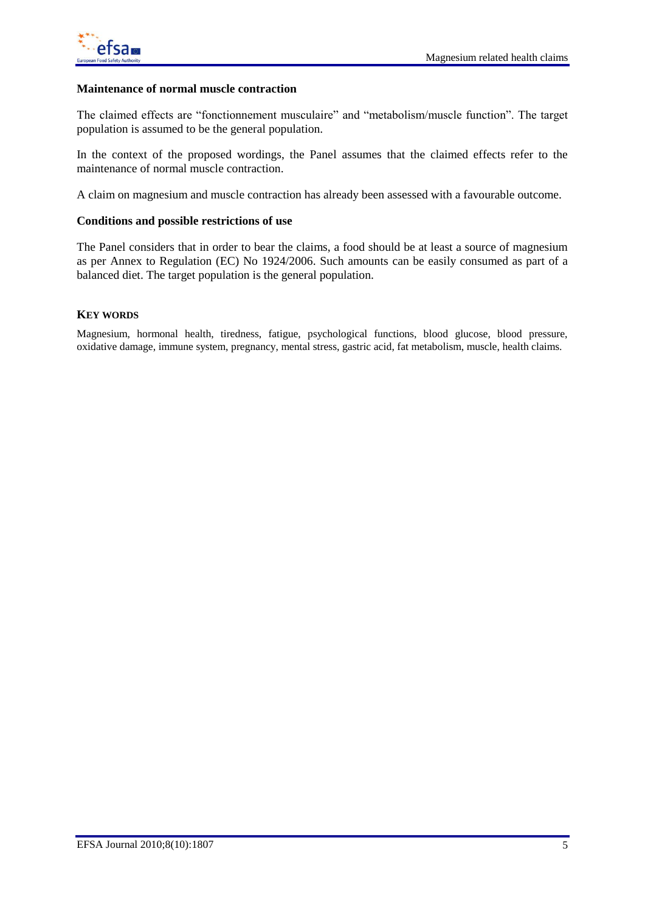**Maintenance of normal muscle contraction**

The claimed effects are "fonctionnement musculaire" and "metabolism/muscle function". The target population is assumed to be the general population.

In the context of the proposed wordings, the Panel assumes that the claimed effects refer to the maintenance of normal muscle contraction.

A claim on magnesium and muscle contraction has already been assessed with a favourable outcome.

**Conditions and possible restrictions of use**

The Panel considers that in order to bear the claims, a food should be at least a source of magnesium as per Annex to Regulation (EC) No 1924/2006. Such amounts can be easily consumed as part of a balanced diet. The target population is the general population.

**KEY WORDS**

Magnesium, hormonal health, tiredness, fatigue, psychological functions, blood glucose, blood pressure, oxidative damage, immune system, pregnancy, mental stress, gastric acid, fat metabolism, muscle, health claims.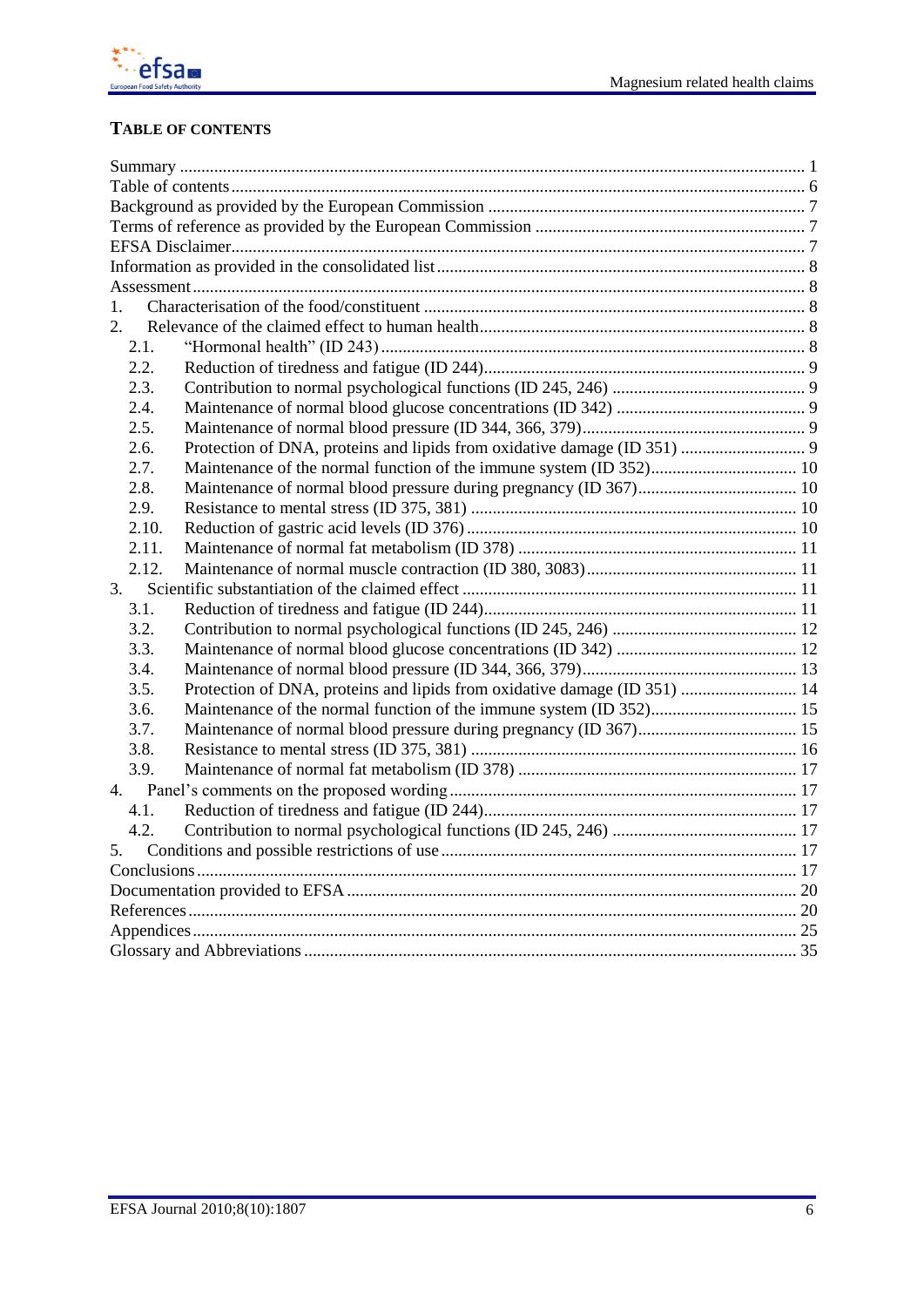## TABLE OF CONTENTS

Summary ........................................................................................................................................ 1
Table of contents ............................................................................................................................ 6
Background as provided by the European Commission ................................................................. 7
Terms of reference as provided by the European Commission ....................................................... 7
EFSA Disclaimer ............................................................................................................................. 7
Information as provided in the consolidated list ............................................................................ 8
Assessment ..................................................................................................................................... 8
1. Characterisation of the food/constituent .................................................................................... 8
2. Relevance of the claimed effect to human health ....................................................................... 8
  2.1. "Hormonal health" (ID 243) ................................................................................................ 8
  2.2. Reduction of tiredness and fatigue (ID 244) ........................................................................ 9
  2.3. Contribution to normal psychological functions (ID 245, 246) ........................................... 9
  2.4. Maintenance of normal blood glucose concentrations (ID 342) .......................................... 9
  2.5. Maintenance of normal blood pressure (ID 344, 366, 379) .................................................. 9
  2.6. Protection of DNA, proteins and lipids from oxidative damage (ID 351) ............................ 9
  2.7. Maintenance of the normal function of the immune system (ID 352) ................................. 10
  2.8. Maintenance of normal blood pressure during pregnancy (ID 367) ..................................... 10
  2.9. Resistance to mental stress (ID 375, 381) ........................................................................... 10
  2.10. Reduction of gastric acid levels (ID 376) .......................................................................... 10
  2.11. Maintenance of normal fat metabolism (ID 378) ............................................................... 11
  2.12. Maintenance of normal muscle contraction (ID 380, 3083) ............................................... 11
3. Scientific substantiation of the claimed effect ............................................................................ 11
  3.1. Reduction of tiredness and fatigue (ID 244) ........................................................................ 11
  3.2. Contribution to normal psychological functions (ID 245, 246) ........................................... 12
  3.3. Maintenance of normal blood glucose concentrations (ID 342) .......................................... 12
  3.4. Maintenance of normal blood pressure (ID 344, 366, 379) .................................................. 13
  3.5. Protection of DNA, proteins and lipids from oxidative damage (ID 351) ............................ 14
  3.6. Maintenance of the normal function of the immune system (ID 352) ................................. 15
  3.7. Maintenance of normal blood pressure during pregnancy (ID 367) ..................................... 15
  3.8. Resistance to mental stress (ID 375, 381) ........................................................................... 16
  3.9. Maintenance of normal fat metabolism (ID 378) ................................................................. 17
4. Panel's comments on the proposed wording ............................................................................... 17
  4.1. Reduction of tiredness and fatigue (ID 244) ........................................................................ 17
  4.2. Contribution to normal psychological functions (ID 245, 246) ........................................... 17
5. Conditions and possible restrictions of use .................................................................................. 17
Conclusions .................................................................................................................................... 17
Documentation provided to EFSA ................................................................................................. 20
References ...................................................................................................................................... 20
Appendices ..................................................................................................................................... 25
Glossary and Abbreviations ........................................................................................................... 35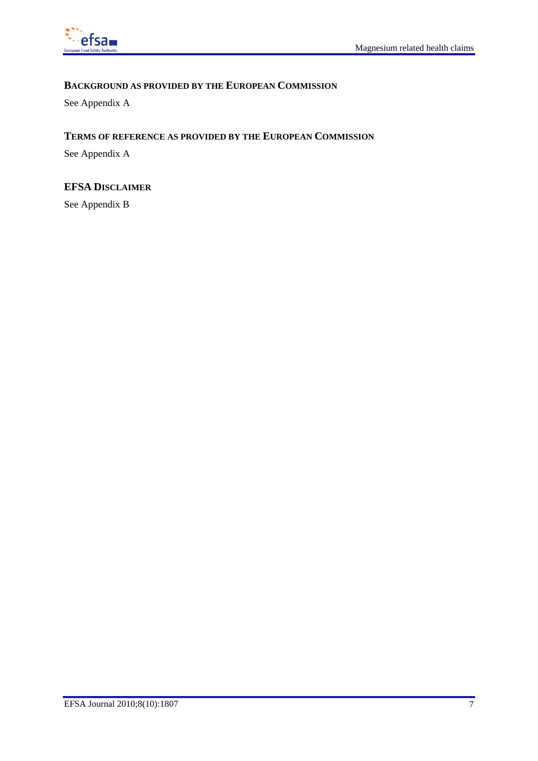## Background as provided by the European Commission

See Appendix A

## Terms of reference as provided by the European Commission

See Appendix A

## EFSA Disclaimer

See Appendix B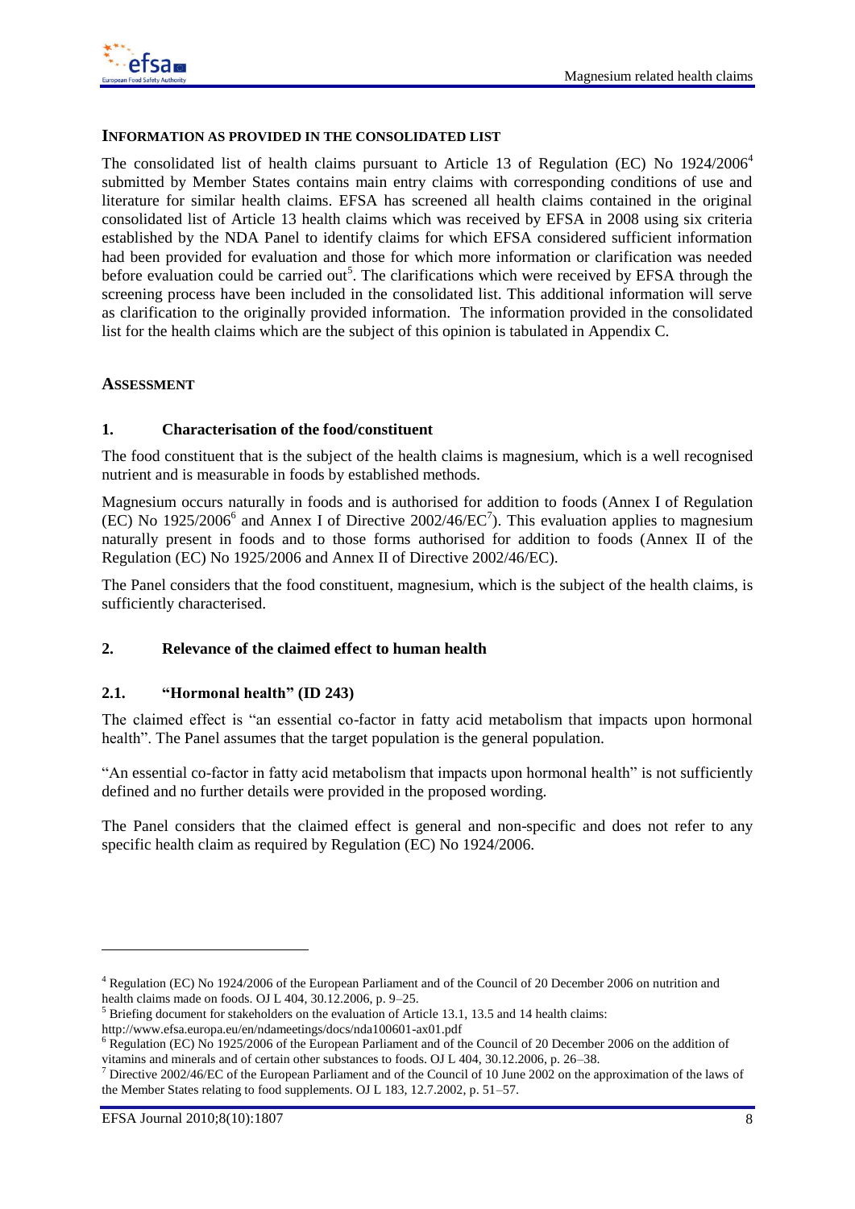**INFORMATION AS PROVIDED IN THE CONSOLIDATED LIST**

The consolidated list of health claims pursuant to Article 13 of Regulation (EC) No 1924/2006[4] submitted by Member States contains main entry claims with corresponding conditions of use and literature for similar health claims. EFSA has screened all health claims contained in the original consolidated list of Article 13 health claims which was received by EFSA in 2008 using six criteria established by the NDA Panel to identify claims for which EFSA considered sufficient information had been provided for evaluation and those for which more information or clarification was needed before evaluation could be carried out[5]. The clarifications which were received by EFSA through the screening process have been included in the consolidated list. This additional information will serve as clarification to the originally provided information. The information provided in the consolidated list for the health claims which are the subject of this opinion is tabulated in Appendix C.

**ASSESSMENT**

## 1. Characterisation of the food/constituent

The food constituent that is the subject of the health claims is magnesium, which is a well recognised nutrient and is measurable in foods by established methods.

Magnesium occurs naturally in foods and is authorised for addition to foods (Annex I of Regulation (EC) No 1925/2006[6] and Annex I of Directive 2002/46/EC[7]). This evaluation applies to magnesium naturally present in foods and to those forms authorised for addition to foods (Annex II of the Regulation (EC) No 1925/2006 and Annex II of Directive 2002/46/EC).

The Panel considers that the food constituent, magnesium, which is the subject of the health claims, is sufficiently characterised.

## 2. Relevance of the claimed effect to human health

### 2.1. "Hormonal health" (ID 243)

The claimed effect is "an essential co-factor in fatty acid metabolism that impacts upon hormonal health". The Panel assumes that the target population is the general population.

"An essential co-factor in fatty acid metabolism that impacts upon hormonal health" is not sufficiently defined and no further details were provided in the proposed wording.

The Panel considers that the claimed effect is general and non-specific and does not refer to any specific health claim as required by Regulation (EC) No 1924/2006.

---

[4] Regulation (EC) No 1924/2006 of the European Parliament and of the Council of 20 December 2006 on nutrition and health claims made on foods. OJ L 404, 30.12.2006, p. 9–25.

[5] Briefing document for stakeholders on the evaluation of Article 13.1, 13.5 and 14 health claims: http://www.efsa.europa.eu/en/ndameetings/docs/nda100601-ax01.pdf

[6] Regulation (EC) No 1925/2006 of the European Parliament and of the Council of 20 December 2006 on the addition of vitamins and minerals and of certain other substances to foods. OJ L 404, 30.12.2006, p. 26–38.

[7] Directive 2002/46/EC of the European Parliament and of the Council of 10 June 2002 on the approximation of the laws of the Member States relating to food supplements. OJ L 183, 12.7.2002, p. 51–57.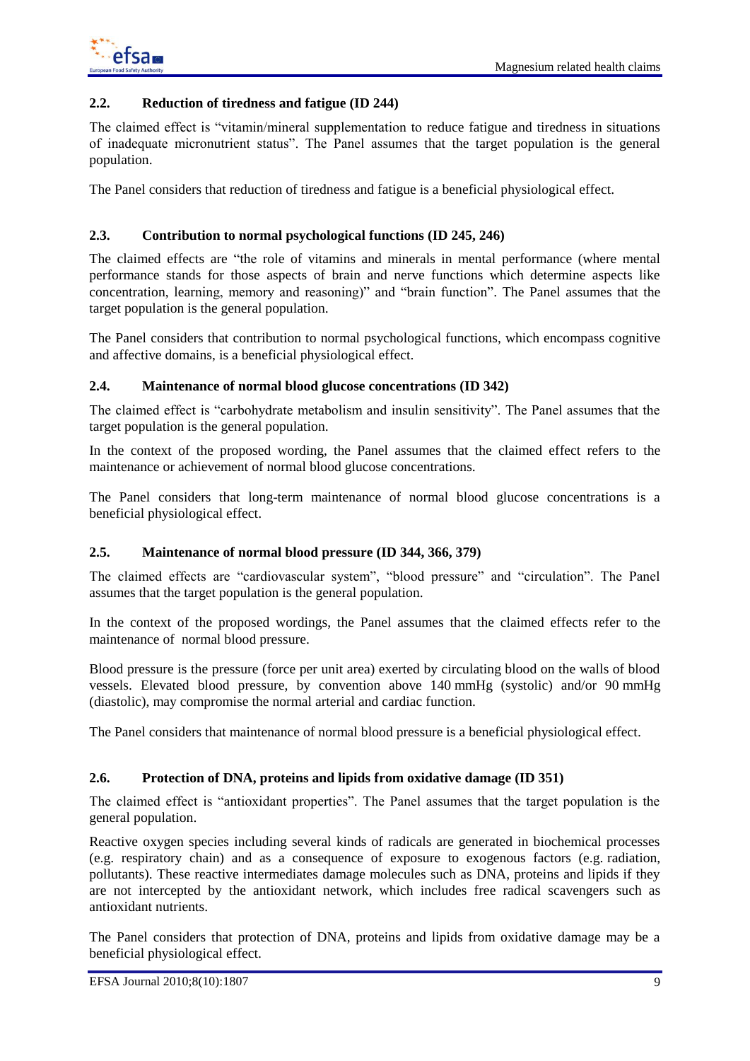### 2.2. Reduction of tiredness and fatigue (ID 244)

The claimed effect is "vitamin/mineral supplementation to reduce fatigue and tiredness in situations of inadequate micronutrient status". The Panel assumes that the target population is the general population.

The Panel considers that reduction of tiredness and fatigue is a beneficial physiological effect.

### 2.3. Contribution to normal psychological functions (ID 245, 246)

The claimed effects are "the role of vitamins and minerals in mental performance (where mental performance stands for those aspects of brain and nerve functions which determine aspects like concentration, learning, memory and reasoning)" and "brain function". The Panel assumes that the target population is the general population.

The Panel considers that contribution to normal psychological functions, which encompass cognitive and affective domains, is a beneficial physiological effect.

### 2.4. Maintenance of normal blood glucose concentrations (ID 342)

The claimed effect is "carbohydrate metabolism and insulin sensitivity". The Panel assumes that the target population is the general population.

In the context of the proposed wording, the Panel assumes that the claimed effect refers to the maintenance or achievement of normal blood glucose concentrations.

The Panel considers that long-term maintenance of normal blood glucose concentrations is a beneficial physiological effect.

### 2.5. Maintenance of normal blood pressure (ID 344, 366, 379)

The claimed effects are "cardiovascular system", "blood pressure" and "circulation". The Panel assumes that the target population is the general population.

In the context of the proposed wordings, the Panel assumes that the claimed effects refer to the maintenance of normal blood pressure.

Blood pressure is the pressure (force per unit area) exerted by circulating blood on the walls of blood vessels. Elevated blood pressure, by convention above 140 mmHg (systolic) and/or 90 mmHg (diastolic), may compromise the normal arterial and cardiac function.

The Panel considers that maintenance of normal blood pressure is a beneficial physiological effect.

### 2.6. Protection of DNA, proteins and lipids from oxidative damage (ID 351)

The claimed effect is "antioxidant properties". The Panel assumes that the target population is the general population.

Reactive oxygen species including several kinds of radicals are generated in biochemical processes (e.g. respiratory chain) and as a consequence of exposure to exogenous factors (e.g. radiation, pollutants). These reactive intermediates damage molecules such as DNA, proteins and lipids if they are not intercepted by the antioxidant network, which includes free radical scavengers such as antioxidant nutrients.

The Panel considers that protection of DNA, proteins and lipids from oxidative damage may be a beneficial physiological effect.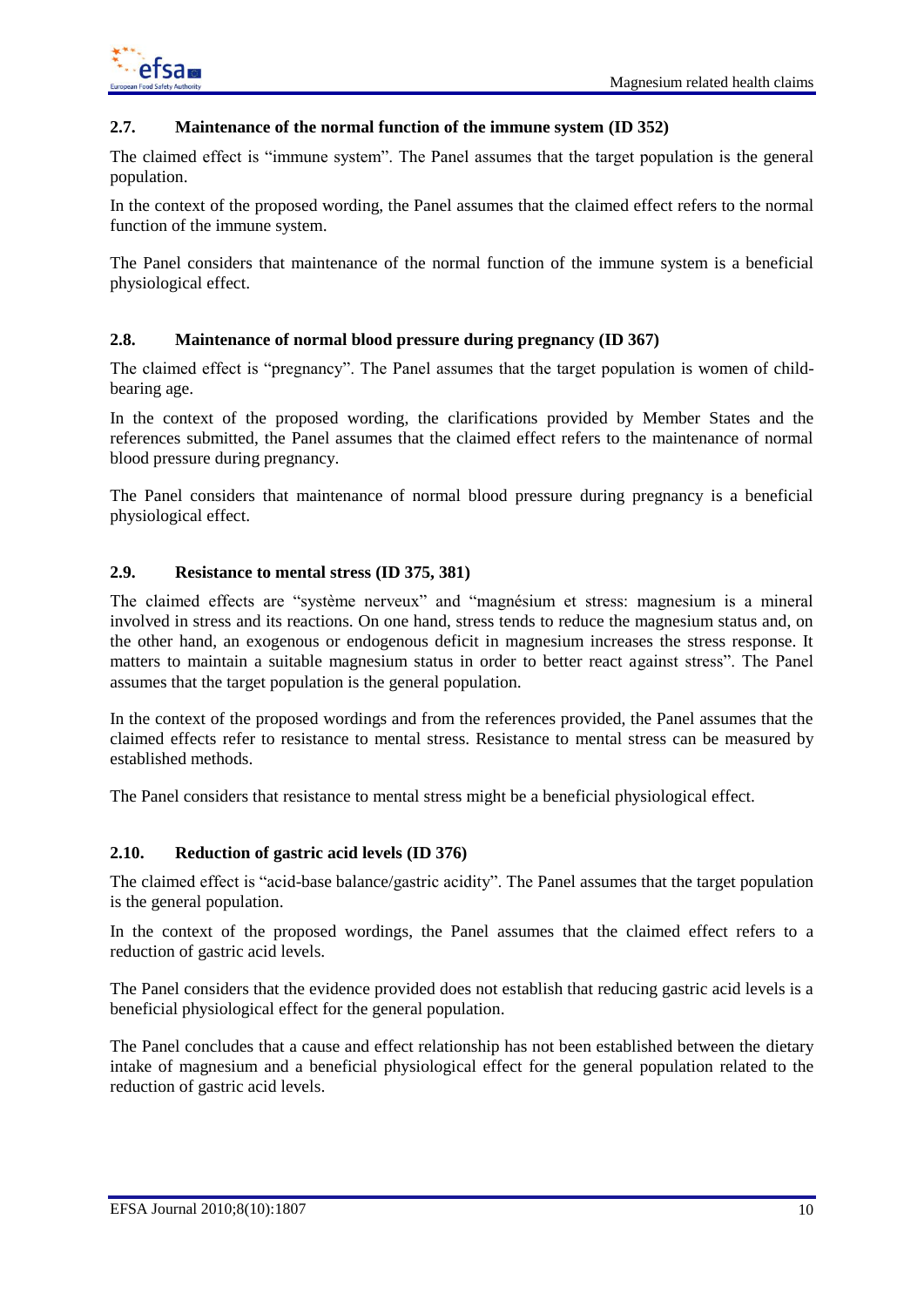### 2.7. Maintenance of the normal function of the immune system (ID 352)

The claimed effect is "immune system". The Panel assumes that the target population is the general population.

In the context of the proposed wording, the Panel assumes that the claimed effect refers to the normal function of the immune system.

The Panel considers that maintenance of the normal function of the immune system is a beneficial physiological effect.

### 2.8. Maintenance of normal blood pressure during pregnancy (ID 367)

The claimed effect is "pregnancy". The Panel assumes that the target population is women of child-bearing age.

In the context of the proposed wording, the clarifications provided by Member States and the references submitted, the Panel assumes that the claimed effect refers to the maintenance of normal blood pressure during pregnancy.

The Panel considers that maintenance of normal blood pressure during pregnancy is a beneficial physiological effect.

### 2.9. Resistance to mental stress (ID 375, 381)

The claimed effects are "système nerveux" and "magnésium et stress: magnesium is a mineral involved in stress and its reactions. On one hand, stress tends to reduce the magnesium status and, on the other hand, an exogenous or endogenous deficit in magnesium increases the stress response. It matters to maintain a suitable magnesium status in order to better react against stress". The Panel assumes that the target population is the general population.

In the context of the proposed wordings and from the references provided, the Panel assumes that the claimed effects refer to resistance to mental stress. Resistance to mental stress can be measured by established methods.

The Panel considers that resistance to mental stress might be a beneficial physiological effect.

### 2.10. Reduction of gastric acid levels (ID 376)

The claimed effect is "acid-base balance/gastric acidity". The Panel assumes that the target population is the general population.

In the context of the proposed wordings, the Panel assumes that the claimed effect refers to a reduction of gastric acid levels.

The Panel considers that the evidence provided does not establish that reducing gastric acid levels is a beneficial physiological effect for the general population.

The Panel concludes that a cause and effect relationship has not been established between the dietary intake of magnesium and a beneficial physiological effect for the general population related to the reduction of gastric acid levels.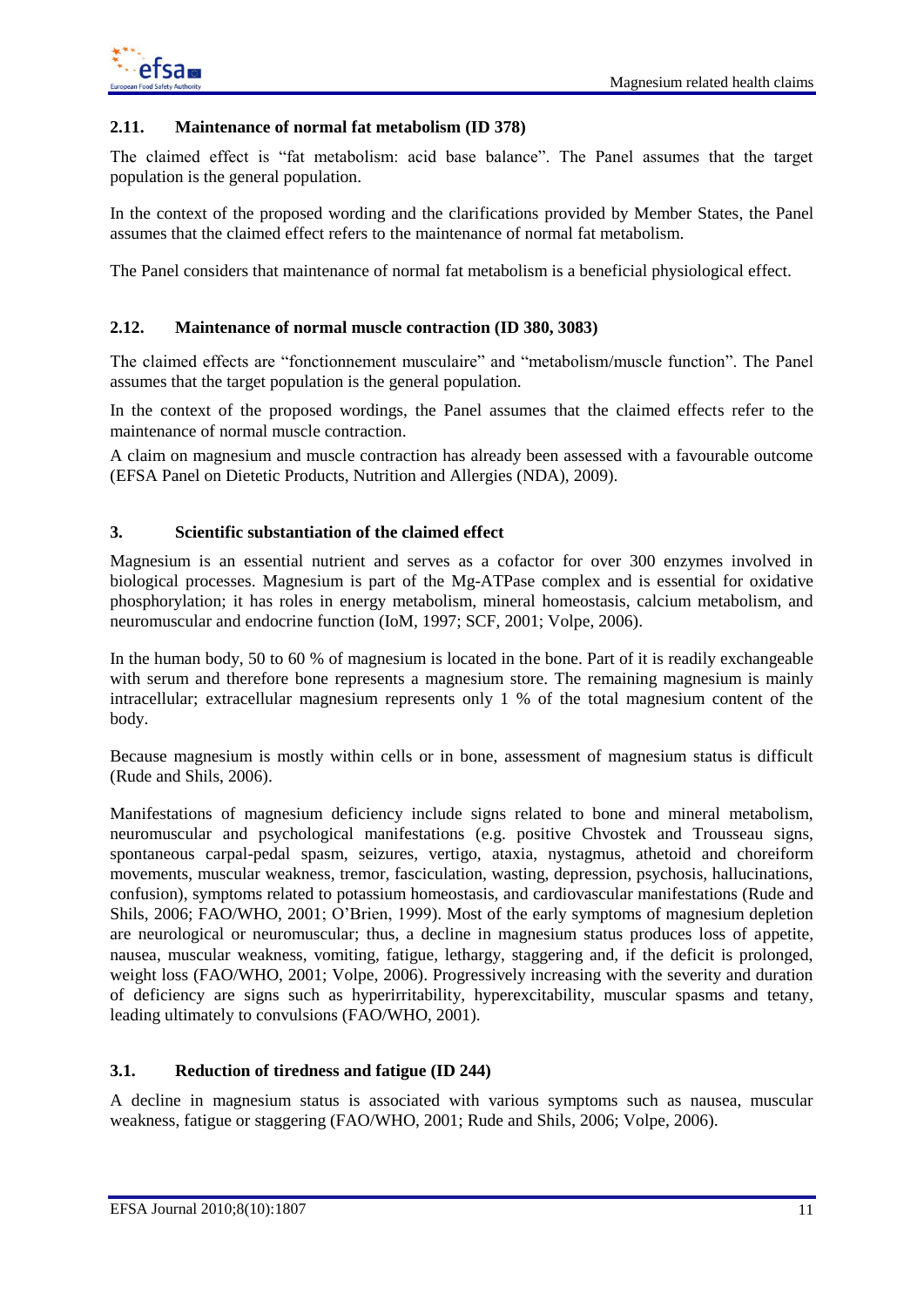### 2.11. Maintenance of normal fat metabolism (ID 378)

The claimed effect is "fat metabolism: acid base balance". The Panel assumes that the target population is the general population.

In the context of the proposed wording and the clarifications provided by Member States, the Panel assumes that the claimed effect refers to the maintenance of normal fat metabolism.

The Panel considers that maintenance of normal fat metabolism is a beneficial physiological effect.

### 2.12. Maintenance of normal muscle contraction (ID 380, 3083)

The claimed effects are "fonctionnement musculaire" and "metabolism/muscle function". The Panel assumes that the target population is the general population.

In the context of the proposed wordings, the Panel assumes that the claimed effects refer to the maintenance of normal muscle contraction.

A claim on magnesium and muscle contraction has already been assessed with a favourable outcome (EFSA Panel on Dietetic Products, Nutrition and Allergies (NDA), 2009).

## 3. Scientific substantiation of the claimed effect

Magnesium is an essential nutrient and serves as a cofactor for over 300 enzymes involved in biological processes. Magnesium is part of the Mg-ATPase complex and is essential for oxidative phosphorylation; it has roles in energy metabolism, mineral homeostasis, calcium metabolism, and neuromuscular and endocrine function (IoM, 1997; SCF, 2001; Volpe, 2006).

In the human body, 50 to 60 % of magnesium is located in the bone. Part of it is readily exchangeable with serum and therefore bone represents a magnesium store. The remaining magnesium is mainly intracellular; extracellular magnesium represents only 1 % of the total magnesium content of the body.

Because magnesium is mostly within cells or in bone, assessment of magnesium status is difficult (Rude and Shils, 2006).

Manifestations of magnesium deficiency include signs related to bone and mineral metabolism, neuromuscular and psychological manifestations (e.g. positive Chvostek and Trousseau signs, spontaneous carpal-pedal spasm, seizures, vertigo, ataxia, nystagmus, athetoid and choreiform movements, muscular weakness, tremor, fasciculation, wasting, depression, psychosis, hallucinations, confusion), symptoms related to potassium homeostasis, and cardiovascular manifestations (Rude and Shils, 2006; FAO/WHO, 2001; O'Brien, 1999). Most of the early symptoms of magnesium depletion are neurological or neuromuscular; thus, a decline in magnesium status produces loss of appetite, nausea, muscular weakness, vomiting, fatigue, lethargy, staggering and, if the deficit is prolonged, weight loss (FAO/WHO, 2001; Volpe, 2006). Progressively increasing with the severity and duration of deficiency are signs such as hyperirritability, hyperexcitability, muscular spasms and tetany, leading ultimately to convulsions (FAO/WHO, 2001).

### 3.1. Reduction of tiredness and fatigue (ID 244)

A decline in magnesium status is associated with various symptoms such as nausea, muscular weakness, fatigue or staggering (FAO/WHO, 2001; Rude and Shils, 2006; Volpe, 2006).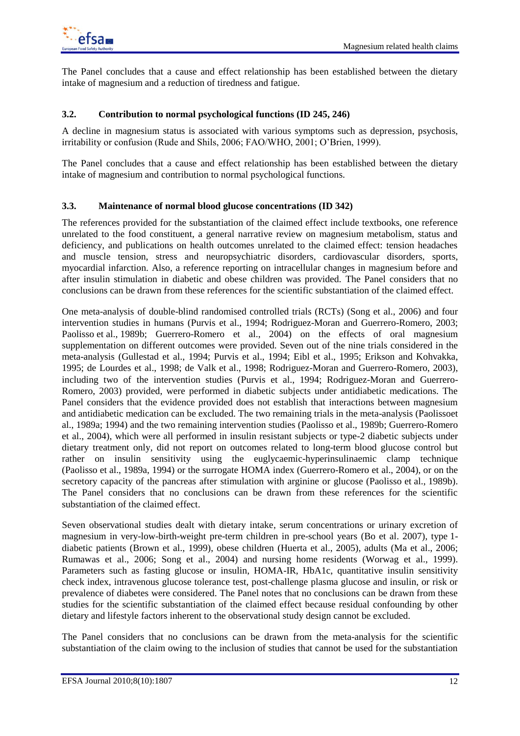The Panel concludes that a cause and effect relationship has been established between the dietary intake of magnesium and a reduction of tiredness and fatigue.

### 3.2. Contribution to normal psychological functions (ID 245, 246)

A decline in magnesium status is associated with various symptoms such as depression, psychosis, irritability or confusion (Rude and Shils, 2006; FAO/WHO, 2001; O'Brien, 1999).

The Panel concludes that a cause and effect relationship has been established between the dietary intake of magnesium and contribution to normal psychological functions.

### 3.3. Maintenance of normal blood glucose concentrations (ID 342)

The references provided for the substantiation of the claimed effect include textbooks, one reference unrelated to the food constituent, a general narrative review on magnesium metabolism, status and deficiency, and publications on health outcomes unrelated to the claimed effect: tension headaches and muscle tension, stress and neuropsychiatric disorders, cardiovascular disorders, sports, myocardial infarction. Also, a reference reporting on intracellular changes in magnesium before and after insulin stimulation in diabetic and obese children was provided. The Panel considers that no conclusions can be drawn from these references for the scientific substantiation of the claimed effect.

One meta-analysis of double-blind randomised controlled trials (RCTs) (Song et al., 2006) and four intervention studies in humans (Purvis et al., 1994; Rodriguez-Moran and Guerrero-Romero, 2003; Paolisso et al., 1989b; Guerrero-Romero et al., 2004) on the effects of oral magnesium supplementation on different outcomes were provided. Seven out of the nine trials considered in the meta-analysis (Gullestad et al., 1994; Purvis et al., 1994; Eibl et al., 1995; Erikson and Kohvakka, 1995; de Lourdes et al., 1998; de Valk et al., 1998; Rodriguez-Moran and Guerrero-Romero, 2003), including two of the intervention studies (Purvis et al., 1994; Rodriguez-Moran and Guerrero-Romero, 2003) provided, were performed in diabetic subjects under antidiabetic medications. The Panel considers that the evidence provided does not establish that interactions between magnesium and antidiabetic medication can be excluded. The two remaining trials in the meta-analysis (Paolissoet al., 1989a; 1994) and the two remaining intervention studies (Paolisso et al., 1989b; Guerrero-Romero et al., 2004), which were all performed in insulin resistant subjects or type-2 diabetic subjects under dietary treatment only, did not report on outcomes related to long-term blood glucose control but rather on insulin sensitivity using the euglycaemic-hyperinsulinaemic clamp technique (Paolisso et al., 1989a, 1994) or the surrogate HOMA index (Guerrero-Romero et al., 2004), or on the secretory capacity of the pancreas after stimulation with arginine or glucose (Paolisso et al., 1989b). The Panel considers that no conclusions can be drawn from these references for the scientific substantiation of the claimed effect.

Seven observational studies dealt with dietary intake, serum concentrations or urinary excretion of magnesium in very-low-birth-weight pre-term children in pre-school years (Bo et al. 2007), type 1-diabetic patients (Brown et al., 1999), obese children (Huerta et al., 2005), adults (Ma et al., 2006; Rumawas et al., 2006; Song et al., 2004) and nursing home residents (Worwag et al., 1999). Parameters such as fasting glucose or insulin, HOMA-IR, HbA1c, quantitative insulin sensitivity check index, intravenous glucose tolerance test, post-challenge plasma glucose and insulin, or risk or prevalence of diabetes were considered. The Panel notes that no conclusions can be drawn from these studies for the scientific substantiation of the claimed effect because residual confounding by other dietary and lifestyle factors inherent to the observational study design cannot be excluded.

The Panel considers that no conclusions can be drawn from the meta-analysis for the scientific substantiation of the claim owing to the inclusion of studies that cannot be used for the substantiation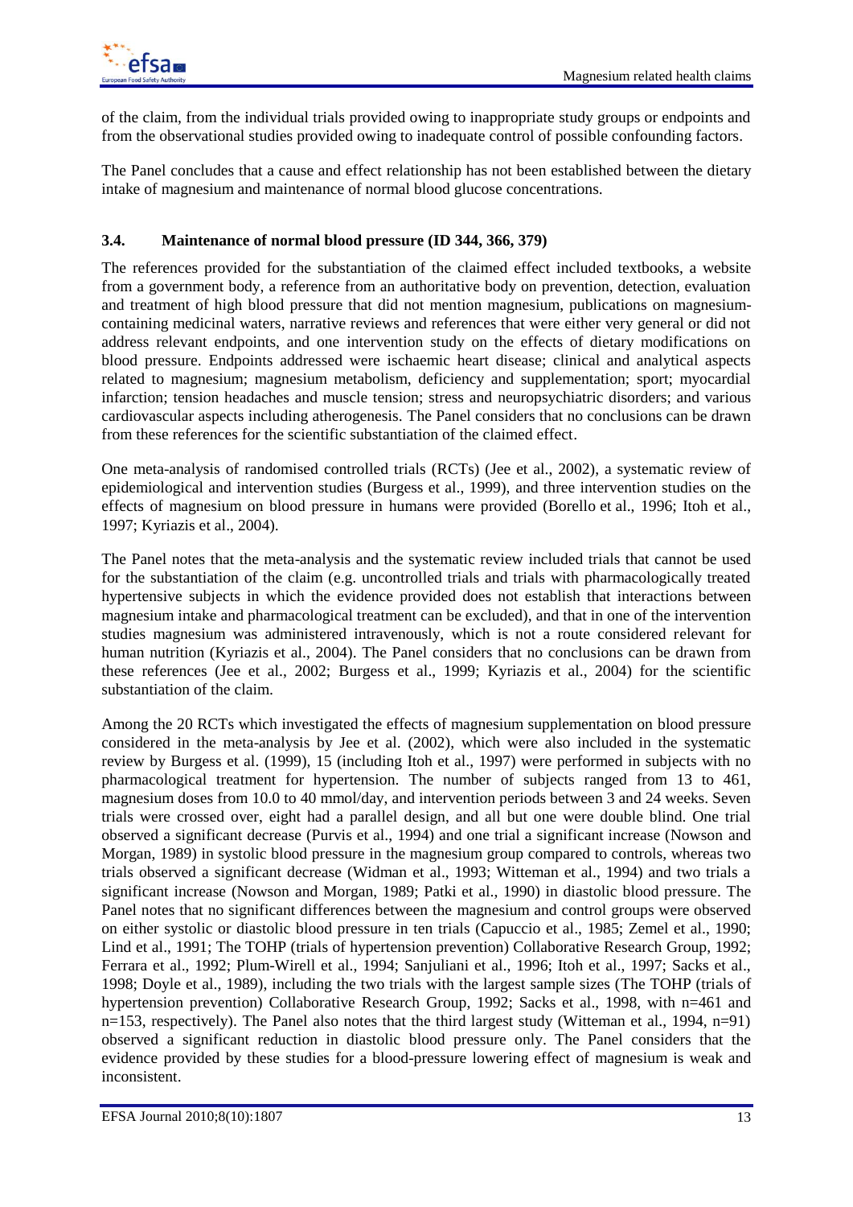of the claim, from the individual trials provided owing to inappropriate study groups or endpoints and from the observational studies provided owing to inadequate control of possible confounding factors.

The Panel concludes that a cause and effect relationship has not been established between the dietary intake of magnesium and maintenance of normal blood glucose concentrations.

### 3.4. Maintenance of normal blood pressure (ID 344, 366, 379)

The references provided for the substantiation of the claimed effect included textbooks, a website from a government body, a reference from an authoritative body on prevention, detection, evaluation and treatment of high blood pressure that did not mention magnesium, publications on magnesium-containing medicinal waters, narrative reviews and references that were either very general or did not address relevant endpoints, and one intervention study on the effects of dietary modifications on blood pressure. Endpoints addressed were ischaemic heart disease; clinical and analytical aspects related to magnesium; magnesium metabolism, deficiency and supplementation; sport; myocardial infarction; tension headaches and muscle tension; stress and neuropsychiatric disorders; and various cardiovascular aspects including atherogenesis. The Panel considers that no conclusions can be drawn from these references for the scientific substantiation of the claimed effect.

One meta-analysis of randomised controlled trials (RCTs) (Jee et al., 2002), a systematic review of epidemiological and intervention studies (Burgess et al., 1999), and three intervention studies on the effects of magnesium on blood pressure in humans were provided (Borello et al., 1996; Itoh et al., 1997; Kyriazis et al., 2004).

The Panel notes that the meta-analysis and the systematic review included trials that cannot be used for the substantiation of the claim (e.g. uncontrolled trials and trials with pharmacologically treated hypertensive subjects in which the evidence provided does not establish that interactions between magnesium intake and pharmacological treatment can be excluded), and that in one of the intervention studies magnesium was administered intravenously, which is not a route considered relevant for human nutrition (Kyriazis et al., 2004). The Panel considers that no conclusions can be drawn from these references (Jee et al., 2002; Burgess et al., 1999; Kyriazis et al., 2004) for the scientific substantiation of the claim.

Among the 20 RCTs which investigated the effects of magnesium supplementation on blood pressure considered in the meta-analysis by Jee et al. (2002), which were also included in the systematic review by Burgess et al. (1999), 15 (including Itoh et al., 1997) were performed in subjects with no pharmacological treatment for hypertension. The number of subjects ranged from 13 to 461, magnesium doses from 10.0 to 40 mmol/day, and intervention periods between 3 and 24 weeks. Seven trials were crossed over, eight had a parallel design, and all but one were double blind. One trial observed a significant decrease (Purvis et al., 1994) and one trial a significant increase (Nowson and Morgan, 1989) in systolic blood pressure in the magnesium group compared to controls, whereas two trials observed a significant decrease (Widman et al., 1993; Witteman et al., 1994) and two trials a significant increase (Nowson and Morgan, 1989; Patki et al., 1990) in diastolic blood pressure. The Panel notes that no significant differences between the magnesium and control groups were observed on either systolic or diastolic blood pressure in ten trials (Capuccio et al., 1985; Zemel et al., 1990; Lind et al., 1991; The TOHP (trials of hypertension prevention) Collaborative Research Group, 1992; Ferrara et al., 1992; Plum-Wirell et al., 1994; Sanjuliani et al., 1996; Itoh et al., 1997; Sacks et al., 1998; Doyle et al., 1989), including the two trials with the largest sample sizes (The TOHP (trials of hypertension prevention) Collaborative Research Group, 1992; Sacks et al., 1998, with n=461 and n=153, respectively). The Panel also notes that the third largest study (Witteman et al., 1994, n=91) observed a significant reduction in diastolic blood pressure only. The Panel considers that the evidence provided by these studies for a blood-pressure lowering effect of magnesium is weak and inconsistent.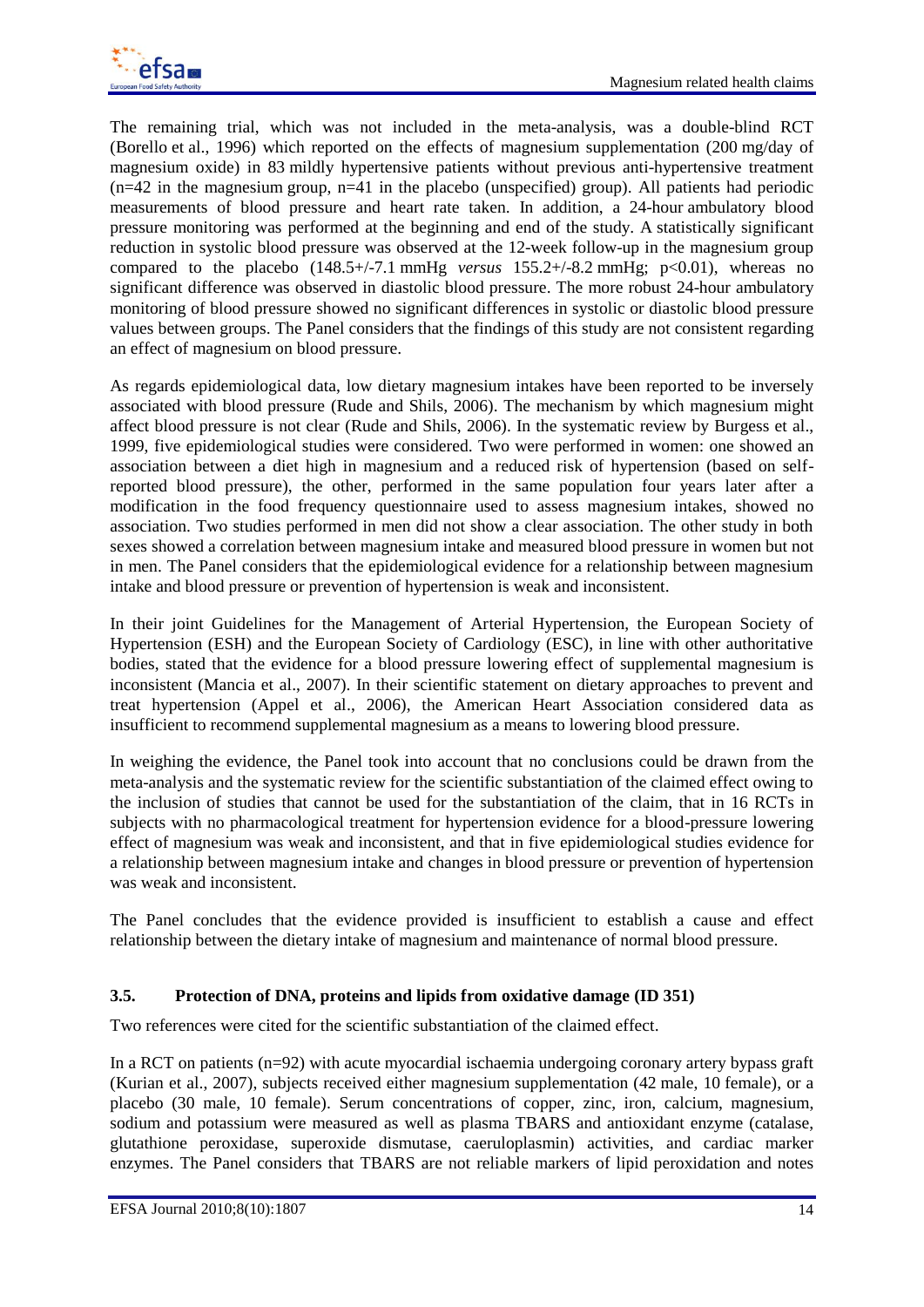The remaining trial, which was not included in the meta-analysis, was a double-blind RCT (Borello et al., 1996) which reported on the effects of magnesium supplementation (200 mg/day of magnesium oxide) in 83 mildly hypertensive patients without previous anti-hypertensive treatment (n=42 in the magnesium group, n=41 in the placebo (unspecified) group). All patients had periodic measurements of blood pressure and heart rate taken. In addition, a 24-hour ambulatory blood pressure monitoring was performed at the beginning and end of the study. A statistically significant reduction in systolic blood pressure was observed at the 12-week follow-up in the magnesium group compared to the placebo (148.5+/-7.1 mmHg *versus* 155.2+/-8.2 mmHg; $p<0.01$), whereas no significant difference was observed in diastolic blood pressure. The more robust 24-hour ambulatory monitoring of blood pressure showed no significant differences in systolic or diastolic blood pressure values between groups. The Panel considers that the findings of this study are not consistent regarding an effect of magnesium on blood pressure.

As regards epidemiological data, low dietary magnesium intakes have been reported to be inversely associated with blood pressure (Rude and Shils, 2006). The mechanism by which magnesium might affect blood pressure is not clear (Rude and Shils, 2006). In the systematic review by Burgess et al., 1999, five epidemiological studies were considered. Two were performed in women: one showed an association between a diet high in magnesium and a reduced risk of hypertension (based on self-reported blood pressure), the other, performed in the same population four years later after a modification in the food frequency questionnaire used to assess magnesium intakes, showed no association. Two studies performed in men did not show a clear association. The other study in both sexes showed a correlation between magnesium intake and measured blood pressure in women but not in men. The Panel considers that the epidemiological evidence for a relationship between magnesium intake and blood pressure or prevention of hypertension is weak and inconsistent.

In their joint Guidelines for the Management of Arterial Hypertension, the European Society of Hypertension (ESH) and the European Society of Cardiology (ESC), in line with other authoritative bodies, stated that the evidence for a blood pressure lowering effect of supplemental magnesium is inconsistent (Mancia et al., 2007). In their scientific statement on dietary approaches to prevent and treat hypertension (Appel et al., 2006), the American Heart Association considered data as insufficient to recommend supplemental magnesium as a means to lowering blood pressure.

In weighing the evidence, the Panel took into account that no conclusions could be drawn from the meta-analysis and the systematic review for the scientific substantiation of the claimed effect owing to the inclusion of studies that cannot be used for the substantiation of the claim, that in 16 RCTs in subjects with no pharmacological treatment for hypertension evidence for a blood-pressure lowering effect of magnesium was weak and inconsistent, and that in five epidemiological studies evidence for a relationship between magnesium intake and changes in blood pressure or prevention of hypertension was weak and inconsistent.

The Panel concludes that the evidence provided is insufficient to establish a cause and effect relationship between the dietary intake of magnesium and maintenance of normal blood pressure.

### 3.5. Protection of DNA, proteins and lipids from oxidative damage (ID 351)

Two references were cited for the scientific substantiation of the claimed effect.

In a RCT on patients (n=92) with acute myocardial ischaemia undergoing coronary artery bypass graft (Kurian et al., 2007), subjects received either magnesium supplementation (42 male, 10 female), or a placebo (30 male, 10 female). Serum concentrations of copper, zinc, iron, calcium, magnesium, sodium and potassium were measured as well as plasma TBARS and antioxidant enzyme (catalase, glutathione peroxidase, superoxide dismutase, caeruloplasmin) activities, and cardiac marker enzymes. The Panel considers that TBARS are not reliable markers of lipid peroxidation and notes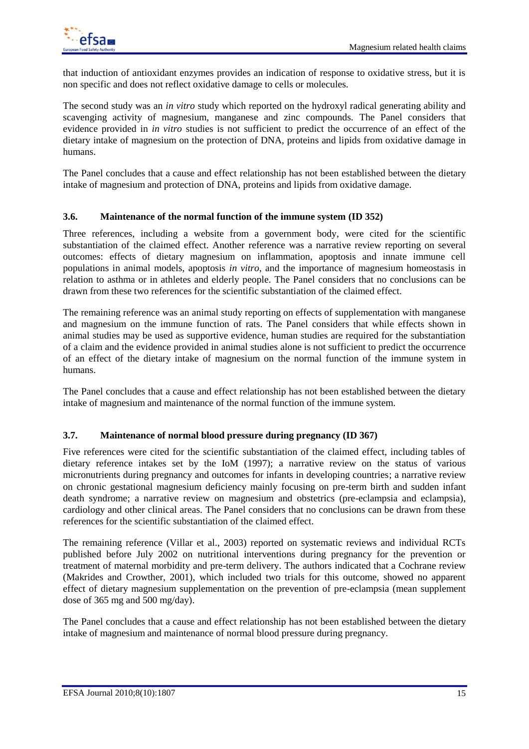that induction of antioxidant enzymes provides an indication of response to oxidative stress, but it is non specific and does not reflect oxidative damage to cells or molecules.

The second study was an *in vitro* study which reported on the hydroxyl radical generating ability and scavenging activity of magnesium, manganese and zinc compounds. The Panel considers that evidence provided in *in vitro* studies is not sufficient to predict the occurrence of an effect of the dietary intake of magnesium on the protection of DNA, proteins and lipids from oxidative damage in humans.

The Panel concludes that a cause and effect relationship has not been established between the dietary intake of magnesium and protection of DNA, proteins and lipids from oxidative damage.

### 3.6. Maintenance of the normal function of the immune system (ID 352)

Three references, including a website from a government body, were cited for the scientific substantiation of the claimed effect. Another reference was a narrative review reporting on several outcomes: effects of dietary magnesium on inflammation, apoptosis and innate immune cell populations in animal models, apoptosis *in vitro*, and the importance of magnesium homeostasis in relation to asthma or in athletes and elderly people. The Panel considers that no conclusions can be drawn from these two references for the scientific substantiation of the claimed effect.

The remaining reference was an animal study reporting on effects of supplementation with manganese and magnesium on the immune function of rats. The Panel considers that while effects shown in animal studies may be used as supportive evidence, human studies are required for the substantiation of a claim and the evidence provided in animal studies alone is not sufficient to predict the occurrence of an effect of the dietary intake of magnesium on the normal function of the immune system in humans.

The Panel concludes that a cause and effect relationship has not been established between the dietary intake of magnesium and maintenance of the normal function of the immune system.

### 3.7. Maintenance of normal blood pressure during pregnancy (ID 367)

Five references were cited for the scientific substantiation of the claimed effect, including tables of dietary reference intakes set by the IoM (1997); a narrative review on the status of various micronutrients during pregnancy and outcomes for infants in developing countries; a narrative review on chronic gestational magnesium deficiency mainly focusing on pre-term birth and sudden infant death syndrome; a narrative review on magnesium and obstetrics (pre-eclampsia and eclampsia), cardiology and other clinical areas. The Panel considers that no conclusions can be drawn from these references for the scientific substantiation of the claimed effect.

The remaining reference (Villar et al., 2003) reported on systematic reviews and individual RCTs published before July 2002 on nutritional interventions during pregnancy for the prevention or treatment of maternal morbidity and pre-term delivery. The authors indicated that a Cochrane review (Makrides and Crowther, 2001), which included two trials for this outcome, showed no apparent effect of dietary magnesium supplementation on the prevention of pre-eclampsia (mean supplement dose of 365 mg and 500 mg/day).

The Panel concludes that a cause and effect relationship has not been established between the dietary intake of magnesium and maintenance of normal blood pressure during pregnancy.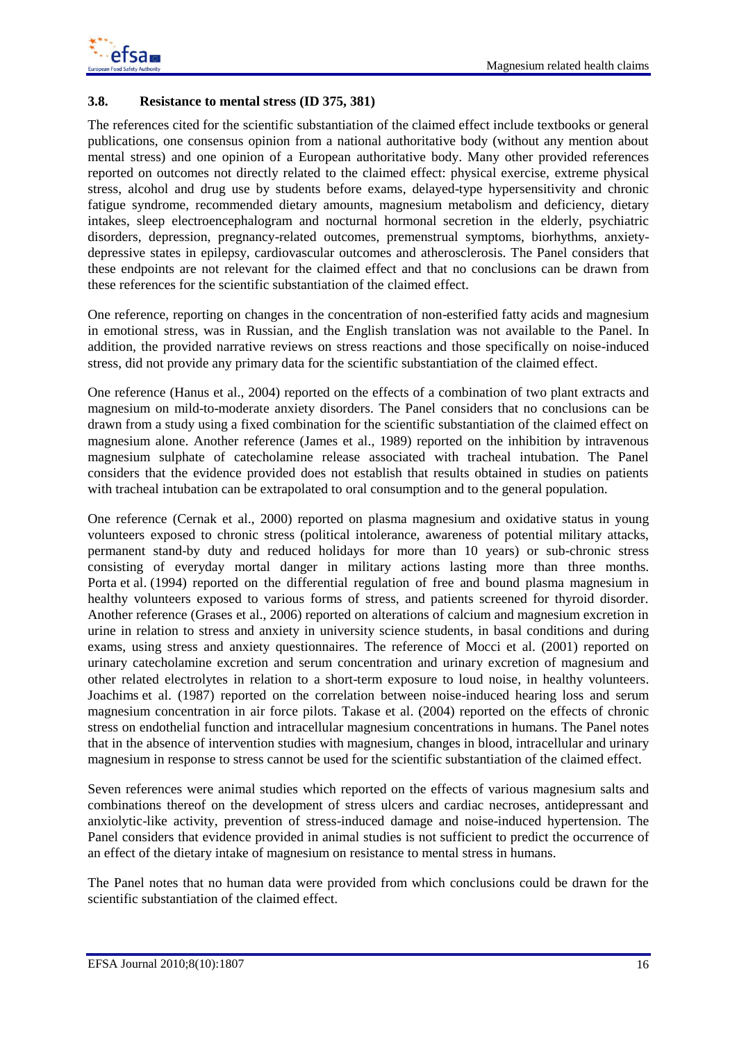### 3.8. Resistance to mental stress (ID 375, 381)

The references cited for the scientific substantiation of the claimed effect include textbooks or general publications, one consensus opinion from a national authoritative body (without any mention about mental stress) and one opinion of a European authoritative body. Many other provided references reported on outcomes not directly related to the claimed effect: physical exercise, extreme physical stress, alcohol and drug use by students before exams, delayed-type hypersensitivity and chronic fatigue syndrome, recommended dietary amounts, magnesium metabolism and deficiency, dietary intakes, sleep electroencephalogram and nocturnal hormonal secretion in the elderly, psychiatric disorders, depression, pregnancy-related outcomes, premenstrual symptoms, biorhythms, anxiety-depressive states in epilepsy, cardiovascular outcomes and atherosclerosis. The Panel considers that these endpoints are not relevant for the claimed effect and that no conclusions can be drawn from these references for the scientific substantiation of the claimed effect.

One reference, reporting on changes in the concentration of non-esterified fatty acids and magnesium in emotional stress, was in Russian, and the English translation was not available to the Panel. In addition, the provided narrative reviews on stress reactions and those specifically on noise-induced stress, did not provide any primary data for the scientific substantiation of the claimed effect.

One reference (Hanus et al., 2004) reported on the effects of a combination of two plant extracts and magnesium on mild-to-moderate anxiety disorders. The Panel considers that no conclusions can be drawn from a study using a fixed combination for the scientific substantiation of the claimed effect on magnesium alone. Another reference (James et al., 1989) reported on the inhibition by intravenous magnesium sulphate of catecholamine release associated with tracheal intubation. The Panel considers that the evidence provided does not establish that results obtained in studies on patients with tracheal intubation can be extrapolated to oral consumption and to the general population.

One reference (Cernak et al., 2000) reported on plasma magnesium and oxidative status in young volunteers exposed to chronic stress (political intolerance, awareness of potential military attacks, permanent stand-by duty and reduced holidays for more than 10 years) or sub-chronic stress consisting of everyday mortal danger in military actions lasting more than three months. Porta et al. (1994) reported on the differential regulation of free and bound plasma magnesium in healthy volunteers exposed to various forms of stress, and patients screened for thyroid disorder. Another reference (Grases et al., 2006) reported on alterations of calcium and magnesium excretion in urine in relation to stress and anxiety in university science students, in basal conditions and during exams, using stress and anxiety questionnaires. The reference of Mocci et al. (2001) reported on urinary catecholamine excretion and serum concentration and urinary excretion of magnesium and other related electrolytes in relation to a short-term exposure to loud noise, in healthy volunteers. Joachims et al. (1987) reported on the correlation between noise-induced hearing loss and serum magnesium concentration in air force pilots. Takase et al. (2004) reported on the effects of chronic stress on endothelial function and intracellular magnesium concentrations in humans. The Panel notes that in the absence of intervention studies with magnesium, changes in blood, intracellular and urinary magnesium in response to stress cannot be used for the scientific substantiation of the claimed effect.

Seven references were animal studies which reported on the effects of various magnesium salts and combinations thereof on the development of stress ulcers and cardiac necroses, antidepressant and anxiolytic-like activity, prevention of stress-induced damage and noise-induced hypertension. The Panel considers that evidence provided in animal studies is not sufficient to predict the occurrence of an effect of the dietary intake of magnesium on resistance to mental stress in humans.

The Panel notes that no human data were provided from which conclusions could be drawn for the scientific substantiation of the claimed effect.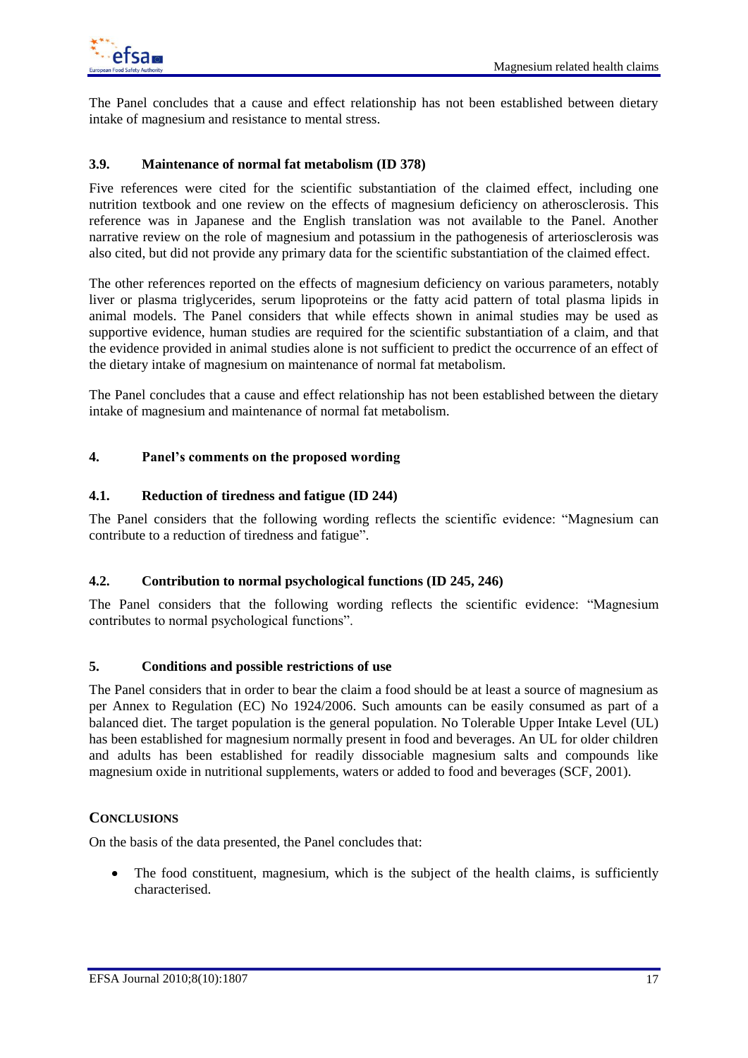The Panel concludes that a cause and effect relationship has not been established between dietary intake of magnesium and resistance to mental stress.

### 3.9. Maintenance of normal fat metabolism (ID 378)

Five references were cited for the scientific substantiation of the claimed effect, including one nutrition textbook and one review on the effects of magnesium deficiency on atherosclerosis. This reference was in Japanese and the English translation was not available to the Panel. Another narrative review on the role of magnesium and potassium in the pathogenesis of arteriosclerosis was also cited, but did not provide any primary data for the scientific substantiation of the claimed effect.

The other references reported on the effects of magnesium deficiency on various parameters, notably liver or plasma triglycerides, serum lipoproteins or the fatty acid pattern of total plasma lipids in animal models. The Panel considers that while effects shown in animal studies may be used as supportive evidence, human studies are required for the scientific substantiation of a claim, and that the evidence provided in animal studies alone is not sufficient to predict the occurrence of an effect of the dietary intake of magnesium on maintenance of normal fat metabolism.

The Panel concludes that a cause and effect relationship has not been established between the dietary intake of magnesium and maintenance of normal fat metabolism.

## 4. Panel's comments on the proposed wording

### 4.1. Reduction of tiredness and fatigue (ID 244)

The Panel considers that the following wording reflects the scientific evidence: "Magnesium can contribute to a reduction of tiredness and fatigue".

### 4.2. Contribution to normal psychological functions (ID 245, 246)

The Panel considers that the following wording reflects the scientific evidence: "Magnesium contributes to normal psychological functions".

## 5. Conditions and possible restrictions of use

The Panel considers that in order to bear the claim a food should be at least a source of magnesium as per Annex to Regulation (EC) No 1924/2006. Such amounts can be easily consumed as part of a balanced diet. The target population is the general population. No Tolerable Upper Intake Level (UL) has been established for magnesium normally present in food and beverages. An UL for older children and adults has been established for readily dissociable magnesium salts and compounds like magnesium oxide in nutritional supplements, waters or added to food and beverages (SCF, 2001).

## Conclusions

On the basis of the data presented, the Panel concludes that:

- The food constituent, magnesium, which is the subject of the health claims, is sufficiently characterised.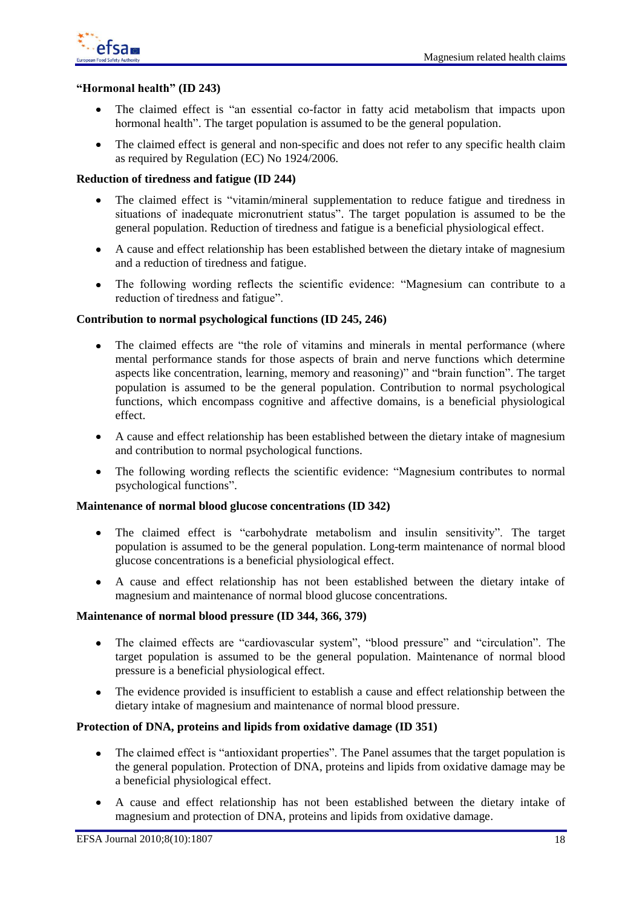**"Hormonal health" (ID 243)**

- The claimed effect is "an essential co-factor in fatty acid metabolism that impacts upon hormonal health". The target population is assumed to be the general population.
- The claimed effect is general and non-specific and does not refer to any specific health claim as required by Regulation (EC) No 1924/2006.

**Reduction of tiredness and fatigue (ID 244)**

- The claimed effect is "vitamin/mineral supplementation to reduce fatigue and tiredness in situations of inadequate micronutrient status". The target population is assumed to be the general population. Reduction of tiredness and fatigue is a beneficial physiological effect.
- A cause and effect relationship has been established between the dietary intake of magnesium and a reduction of tiredness and fatigue.
- The following wording reflects the scientific evidence: "Magnesium can contribute to a reduction of tiredness and fatigue".

**Contribution to normal psychological functions (ID 245, 246)**

- The claimed effects are "the role of vitamins and minerals in mental performance (where mental performance stands for those aspects of brain and nerve functions which determine aspects like concentration, learning, memory and reasoning)" and "brain function". The target population is assumed to be the general population. Contribution to normal psychological functions, which encompass cognitive and affective domains, is a beneficial physiological effect.
- A cause and effect relationship has been established between the dietary intake of magnesium and contribution to normal psychological functions.
- The following wording reflects the scientific evidence: "Magnesium contributes to normal psychological functions".

**Maintenance of normal blood glucose concentrations (ID 342)**

- The claimed effect is "carbohydrate metabolism and insulin sensitivity". The target population is assumed to be the general population. Long-term maintenance of normal blood glucose concentrations is a beneficial physiological effect.
- A cause and effect relationship has not been established between the dietary intake of magnesium and maintenance of normal blood glucose concentrations.

**Maintenance of normal blood pressure (ID 344, 366, 379)**

- The claimed effects are "cardiovascular system", "blood pressure" and "circulation". The target population is assumed to be the general population. Maintenance of normal blood pressure is a beneficial physiological effect.
- The evidence provided is insufficient to establish a cause and effect relationship between the dietary intake of magnesium and maintenance of normal blood pressure.

**Protection of DNA, proteins and lipids from oxidative damage (ID 351)**

- The claimed effect is "antioxidant properties". The Panel assumes that the target population is the general population. Protection of DNA, proteins and lipids from oxidative damage may be a beneficial physiological effect.
- A cause and effect relationship has not been established between the dietary intake of magnesium and protection of DNA, proteins and lipids from oxidative damage.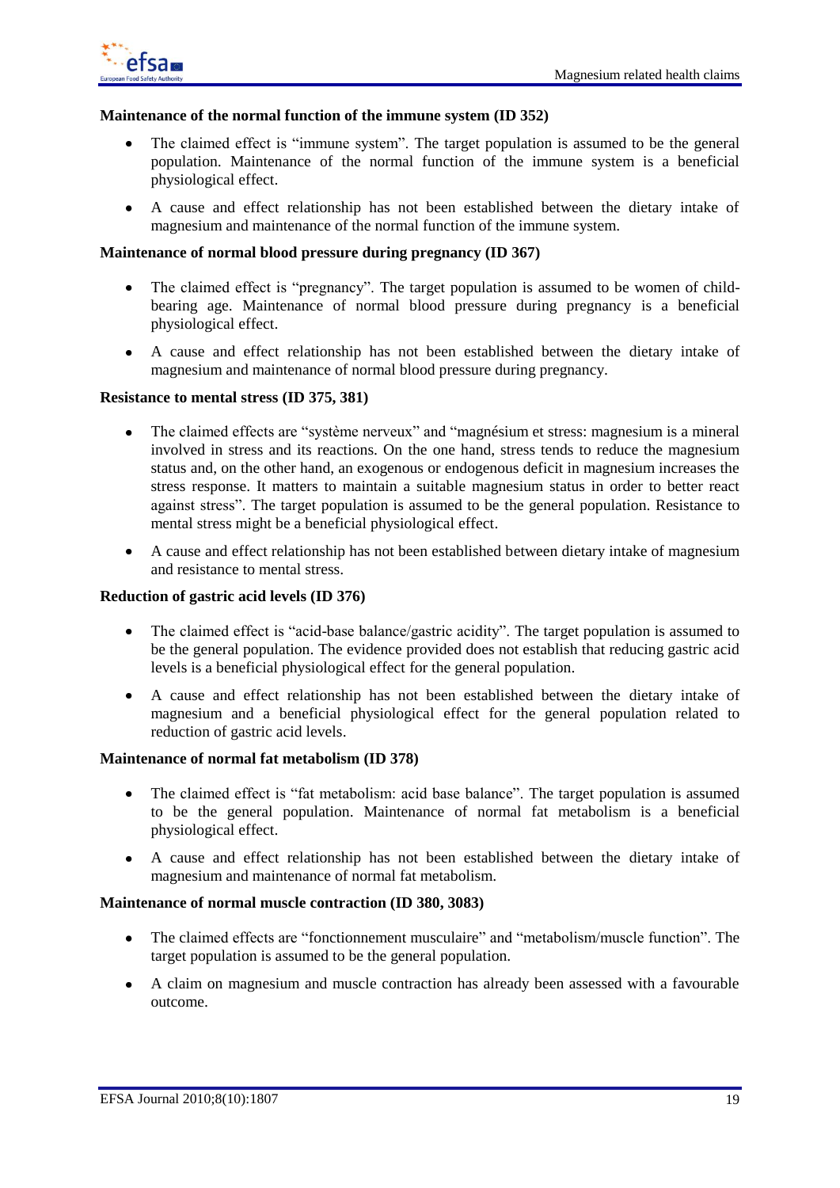**Maintenance of the normal function of the immune system (ID 352)**

- The claimed effect is "immune system". The target population is assumed to be the general population. Maintenance of the normal function of the immune system is a beneficial physiological effect.
- A cause and effect relationship has not been established between the dietary intake of magnesium and maintenance of the normal function of the immune system.

**Maintenance of normal blood pressure during pregnancy (ID 367)**

- The claimed effect is "pregnancy". The target population is assumed to be women of child-bearing age. Maintenance of normal blood pressure during pregnancy is a beneficial physiological effect.
- A cause and effect relationship has not been established between the dietary intake of magnesium and maintenance of normal blood pressure during pregnancy.

**Resistance to mental stress (ID 375, 381)**

- The claimed effects are "système nerveux" and "magnésium et stress: magnesium is a mineral involved in stress and its reactions. On the one hand, stress tends to reduce the magnesium status and, on the other hand, an exogenous or endogenous deficit in magnesium increases the stress response. It matters to maintain a suitable magnesium status in order to better react against stress". The target population is assumed to be the general population. Resistance to mental stress might be a beneficial physiological effect.
- A cause and effect relationship has not been established between dietary intake of magnesium and resistance to mental stress.

**Reduction of gastric acid levels (ID 376)**

- The claimed effect is "acid-base balance/gastric acidity". The target population is assumed to be the general population. The evidence provided does not establish that reducing gastric acid levels is a beneficial physiological effect for the general population.
- A cause and effect relationship has not been established between the dietary intake of magnesium and a beneficial physiological effect for the general population related to reduction of gastric acid levels.

**Maintenance of normal fat metabolism (ID 378)**

- The claimed effect is "fat metabolism: acid base balance". The target population is assumed to be the general population. Maintenance of normal fat metabolism is a beneficial physiological effect.
- A cause and effect relationship has not been established between the dietary intake of magnesium and maintenance of normal fat metabolism.

**Maintenance of normal muscle contraction (ID 380, 3083)**

- The claimed effects are "fonctionnement musculaire" and "metabolism/muscle function". The target population is assumed to be the general population.
- A claim on magnesium and muscle contraction has already been assessed with a favourable outcome.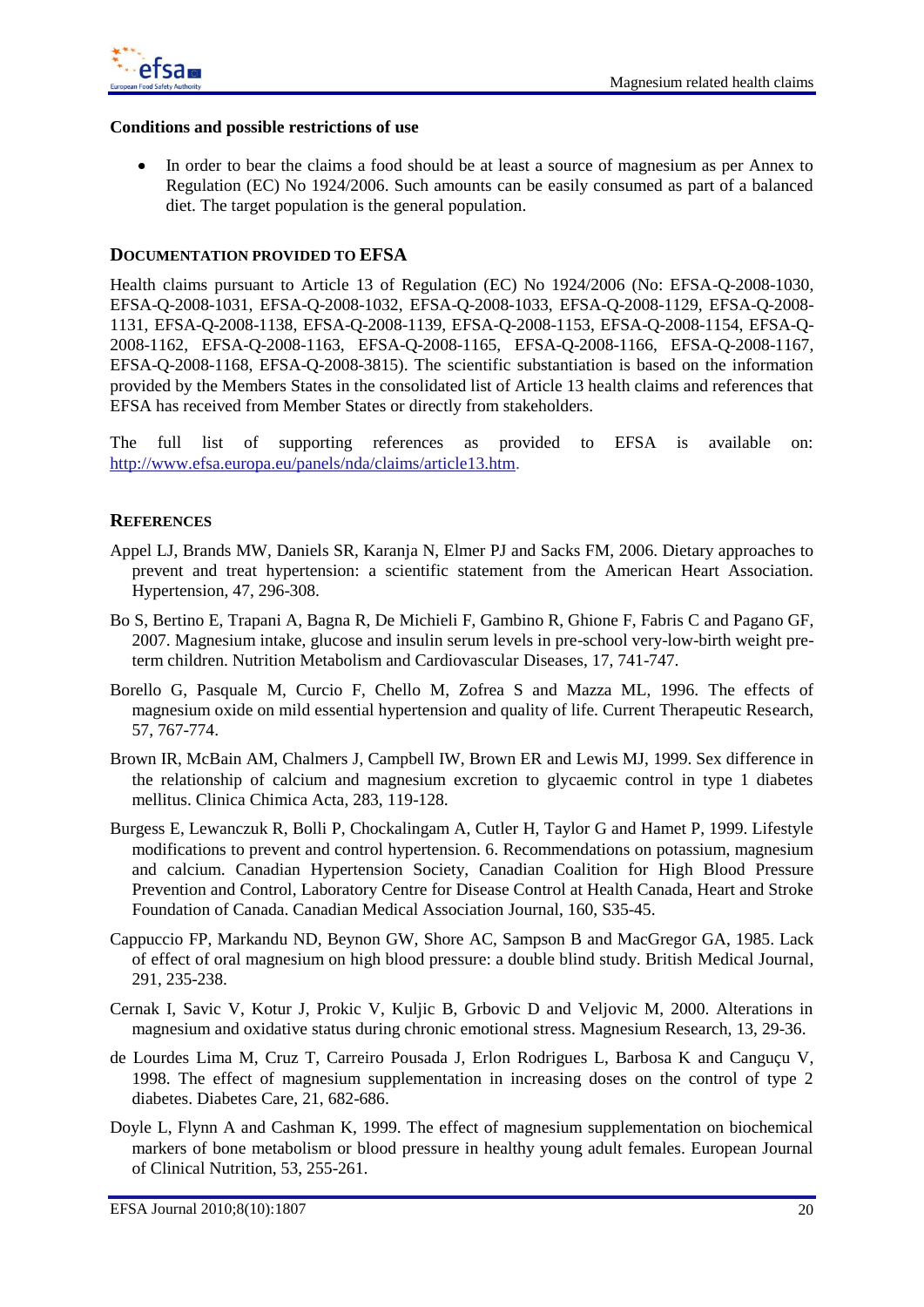**Conditions and possible restrictions of use**

- In order to bear the claims a food should be at least a source of magnesium as per Annex to Regulation (EC) No 1924/2006. Such amounts can be easily consumed as part of a balanced diet. The target population is the general population.

## DOCUMENTATION PROVIDED TO EFSA

Health claims pursuant to Article 13 of Regulation (EC) No 1924/2006 (No: EFSA-Q-2008-1030, EFSA-Q-2008-1031, EFSA-Q-2008-1032, EFSA-Q-2008-1033, EFSA-Q-2008-1129, EFSA-Q-2008-1131, EFSA-Q-2008-1138, EFSA-Q-2008-1139, EFSA-Q-2008-1153, EFSA-Q-2008-1154, EFSA-Q-2008-1162, EFSA-Q-2008-1163, EFSA-Q-2008-1165, EFSA-Q-2008-1166, EFSA-Q-2008-1167, EFSA-Q-2008-1168, EFSA-Q-2008-3815). The scientific substantiation is based on the information provided by the Members States in the consolidated list of Article 13 health claims and references that EFSA has received from Member States or directly from stakeholders.

The full list of supporting references as provided to EFSA is available on: http://www.efsa.europa.eu/panels/nda/claims/article13.htm.

## REFERENCES

Appel LJ, Brands MW, Daniels SR, Karanja N, Elmer PJ and Sacks FM, 2006. Dietary approaches to prevent and treat hypertension: a scientific statement from the American Heart Association. Hypertension, 47, 296-308.

Bo S, Bertino E, Trapani A, Bagna R, De Michieli F, Gambino R, Ghione F, Fabris C and Pagano GF, 2007. Magnesium intake, glucose and insulin serum levels in pre-school very-low-birth weight pre-term children. Nutrition Metabolism and Cardiovascular Diseases, 17, 741-747.

Borello G, Pasquale M, Curcio F, Chello M, Zofrea S and Mazza ML, 1996. The effects of magnesium oxide on mild essential hypertension and quality of life. Current Therapeutic Research, 57, 767-774.

Brown IR, McBain AM, Chalmers J, Campbell IW, Brown ER and Lewis MJ, 1999. Sex difference in the relationship of calcium and magnesium excretion to glycaemic control in type 1 diabetes mellitus. Clinica Chimica Acta, 283, 119-128.

Burgess E, Lewanczuk R, Bolli P, Chockalingam A, Cutler H, Taylor G and Hamet P, 1999. Lifestyle modifications to prevent and control hypertension. 6. Recommendations on potassium, magnesium and calcium. Canadian Hypertension Society, Canadian Coalition for High Blood Pressure Prevention and Control, Laboratory Centre for Disease Control at Health Canada, Heart and Stroke Foundation of Canada. Canadian Medical Association Journal, 160, S35-45.

Cappuccio FP, Markandu ND, Beynon GW, Shore AC, Sampson B and MacGregor GA, 1985. Lack of effect of oral magnesium on high blood pressure: a double blind study. British Medical Journal, 291, 235-238.

Cernak I, Savic V, Kotur J, Prokic V, Kuljic B, Grbovic D and Veljovic M, 2000. Alterations in magnesium and oxidative status during chronic emotional stress. Magnesium Research, 13, 29-36.

de Lourdes Lima M, Cruz T, Carreiro Pousada J, Erlon Rodrigues L, Barbosa K and Canguçu V, 1998. The effect of magnesium supplementation in increasing doses on the control of type 2 diabetes. Diabetes Care, 21, 682-686.

Doyle L, Flynn A and Cashman K, 1999. The effect of magnesium supplementation on biochemical markers of bone metabolism or blood pressure in healthy young adult females. European Journal of Clinical Nutrition, 53, 255-261.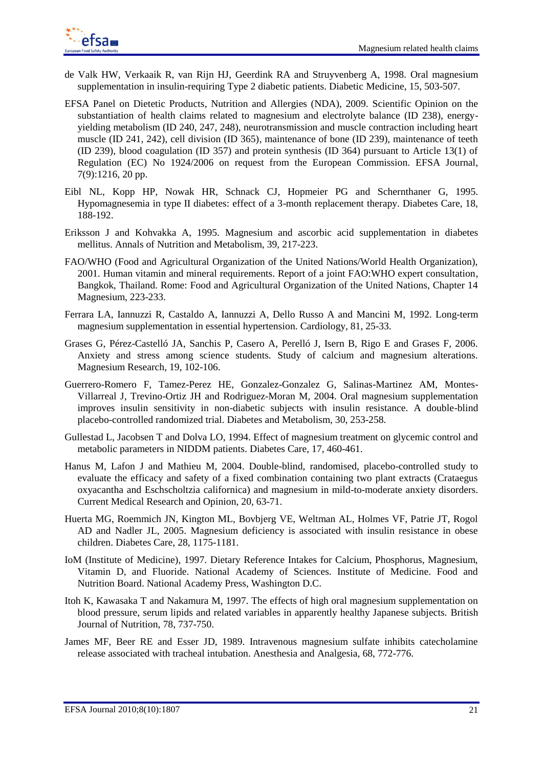de Valk HW, Verkaaik R, van Rijn HJ, Geerdink RA and Struyvenberg A, 1998. Oral magnesium supplementation in insulin-requiring Type 2 diabetic patients. Diabetic Medicine, 15, 503-507.

EFSA Panel on Dietetic Products, Nutrition and Allergies (NDA), 2009. Scientific Opinion on the substantiation of health claims related to magnesium and electrolyte balance (ID 238), energy-yielding metabolism (ID 240, 247, 248), neurotransmission and muscle contraction including heart muscle (ID 241, 242), cell division (ID 365), maintenance of bone (ID 239), maintenance of teeth (ID 239), blood coagulation (ID 357) and protein synthesis (ID 364) pursuant to Article 13(1) of Regulation (EC) No 1924/2006 on request from the European Commission. EFSA Journal, 7(9):1216, 20 pp.

Eibl NL, Kopp HP, Nowak HR, Schnack CJ, Hopmeier PG and Schernthaner G, 1995. Hypomagnesemia in type II diabetes: effect of a 3-month replacement therapy. Diabetes Care, 18, 188-192.

Eriksson J and Kohvakka A, 1995. Magnesium and ascorbic acid supplementation in diabetes mellitus. Annals of Nutrition and Metabolism, 39, 217-223.

FAO/WHO (Food and Agricultural Organization of the United Nations/World Health Organization), 2001. Human vitamin and mineral requirements. Report of a joint FAO:WHO expert consultation, Bangkok, Thailand. Rome: Food and Agricultural Organization of the United Nations, Chapter 14 Magnesium, 223-233.

Ferrara LA, Iannuzzi R, Castaldo A, Iannuzzi A, Dello Russo A and Mancini M, 1992. Long-term magnesium supplementation in essential hypertension. Cardiology, 81, 25-33.

Grases G, Pérez-Castelló JA, Sanchis P, Casero A, Perelló J, Isern B, Rigo E and Grases F, 2006. Anxiety and stress among science students. Study of calcium and magnesium alterations. Magnesium Research, 19, 102-106.

Guerrero-Romero F, Tamez-Perez HE, Gonzalez-Gonzalez G, Salinas-Martinez AM, Montes-Villarreal J, Trevino-Ortiz JH and Rodriguez-Moran M, 2004. Oral magnesium supplementation improves insulin sensitivity in non-diabetic subjects with insulin resistance. A double-blind placebo-controlled randomized trial. Diabetes and Metabolism, 30, 253-258.

Gullestad L, Jacobsen T and Dolva LO, 1994. Effect of magnesium treatment on glycemic control and metabolic parameters in NIDDM patients. Diabetes Care, 17, 460-461.

Hanus M, Lafon J and Mathieu M, 2004. Double-blind, randomised, placebo-controlled study to evaluate the efficacy and safety of a fixed combination containing two plant extracts (Crataegus oxyacantha and Eschscholtzia californica) and magnesium in mild-to-moderate anxiety disorders. Current Medical Research and Opinion, 20, 63-71.

Huerta MG, Roemmich JN, Kington ML, Bovbjerg VE, Weltman AL, Holmes VF, Patrie JT, Rogol AD and Nadler JL, 2005. Magnesium deficiency is associated with insulin resistance in obese children. Diabetes Care, 28, 1175-1181.

IoM (Institute of Medicine), 1997. Dietary Reference Intakes for Calcium, Phosphorus, Magnesium, Vitamin D, and Fluoride. National Academy of Sciences. Institute of Medicine. Food and Nutrition Board. National Academy Press, Washington D.C.

Itoh K, Kawasaka T and Nakamura M, 1997. The effects of high oral magnesium supplementation on blood pressure, serum lipids and related variables in apparently healthy Japanese subjects. British Journal of Nutrition, 78, 737-750.

James MF, Beer RE and Esser JD, 1989. Intravenous magnesium sulfate inhibits catecholamine release associated with tracheal intubation. Anesthesia and Analgesia, 68, 772-776.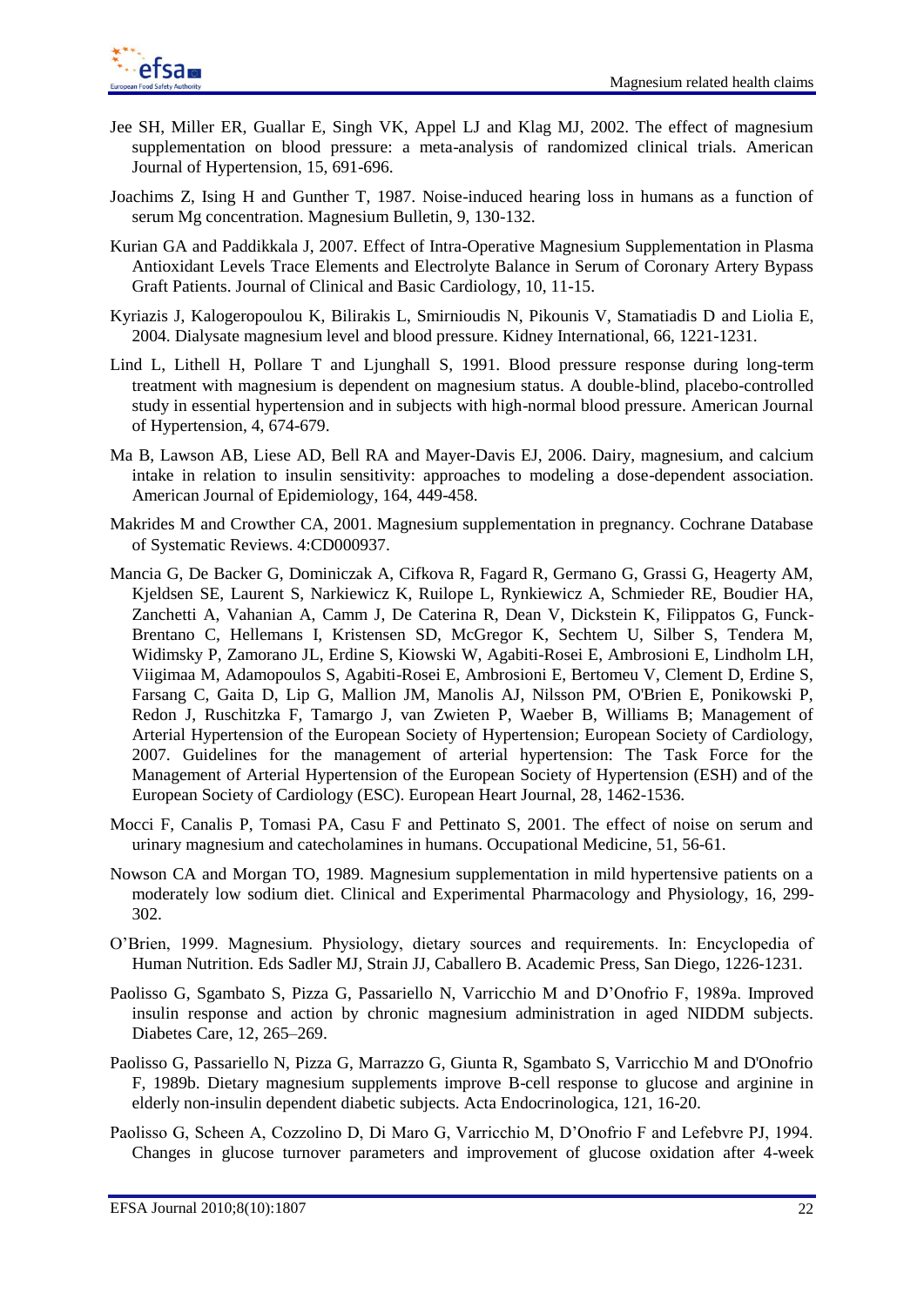Jee SH, Miller ER, Guallar E, Singh VK, Appel LJ and Klag MJ, 2002. The effect of magnesium supplementation on blood pressure: a meta-analysis of randomized clinical trials. American Journal of Hypertension, 15, 691-696.

Joachims Z, Ising H and Gunther T, 1987. Noise-induced hearing loss in humans as a function of serum Mg concentration. Magnesium Bulletin, 9, 130-132.

Kurian GA and Paddikkala J, 2007. Effect of Intra-Operative Magnesium Supplementation in Plasma Antioxidant Levels Trace Elements and Electrolyte Balance in Serum of Coronary Artery Bypass Graft Patients. Journal of Clinical and Basic Cardiology, 10, 11-15.

Kyriazis J, Kalogeropoulou K, Bilirakis L, Smirnioudis N, Pikounis V, Stamatiadis D and Liolia E, 2004. Dialysate magnesium level and blood pressure. Kidney International, 66, 1221-1231.

Lind L, Lithell H, Pollare T and Ljunghall S, 1991. Blood pressure response during long-term treatment with magnesium is dependent on magnesium status. A double-blind, placebo-controlled study in essential hypertension and in subjects with high-normal blood pressure. American Journal of Hypertension, 4, 674-679.

Ma B, Lawson AB, Liese AD, Bell RA and Mayer-Davis EJ, 2006. Dairy, magnesium, and calcium intake in relation to insulin sensitivity: approaches to modeling a dose-dependent association. American Journal of Epidemiology, 164, 449-458.

Makrides M and Crowther CA, 2001. Magnesium supplementation in pregnancy. Cochrane Database of Systematic Reviews. 4:CD000937.

Mancia G, De Backer G, Dominiczak A, Cifkova R, Fagard R, Germano G, Grassi G, Heagerty AM, Kjeldsen SE, Laurent S, Narkiewicz K, Ruilope L, Rynkiewicz A, Schmieder RE, Boudier HA, Zanchetti A, Vahanian A, Camm J, De Caterina R, Dean V, Dickstein K, Filippatos G, Funck-Brentano C, Hellemans I, Kristensen SD, McGregor K, Sechtem U, Silber S, Tendera M, Widimsky P, Zamorano JL, Erdine S, Kiowski W, Agabiti-Rosei E, Ambrosioni E, Lindholm LH, Viigimaa M, Adamopoulos S, Agabiti-Rosei E, Ambrosioni E, Bertomeu V, Clement D, Erdine S, Farsang C, Gaita D, Lip G, Mallion JM, Manolis AJ, Nilsson PM, O'Brien E, Ponikowski P, Redon J, Ruschitzka F, Tamargo J, van Zwieten P, Waeber B, Williams B; Management of Arterial Hypertension of the European Society of Hypertension; European Society of Cardiology, 2007. Guidelines for the management of arterial hypertension: The Task Force for the Management of Arterial Hypertension of the European Society of Hypertension (ESH) and of the European Society of Cardiology (ESC). European Heart Journal, 28, 1462-1536.

Mocci F, Canalis P, Tomasi PA, Casu F and Pettinato S, 2001. The effect of noise on serum and urinary magnesium and catecholamines in humans. Occupational Medicine, 51, 56-61.

Nowson CA and Morgan TO, 1989. Magnesium supplementation in mild hypertensive patients on a moderately low sodium diet. Clinical and Experimental Pharmacology and Physiology, 16, 299-302.

O'Brien, 1999. Magnesium. Physiology, dietary sources and requirements. In: Encyclopedia of Human Nutrition. Eds Sadler MJ, Strain JJ, Caballero B. Academic Press, San Diego, 1226-1231.

Paolisso G, Sgambato S, Pizza G, Passariello N, Varricchio M and D'Onofrio F, 1989a. Improved insulin response and action by chronic magnesium administration in aged NIDDM subjects. Diabetes Care, 12, 265–269.

Paolisso G, Passariello N, Pizza G, Marrazzo G, Giunta R, Sgambato S, Varricchio M and D'Onofrio F, 1989b. Dietary magnesium supplements improve B-cell response to glucose and arginine in elderly non-insulin dependent diabetic subjects. Acta Endocrinologica, 121, 16-20.

Paolisso G, Scheen A, Cozzolino D, Di Maro G, Varricchio M, D'Onofrio F and Lefebvre PJ, 1994. Changes in glucose turnover parameters and improvement of glucose oxidation after 4-week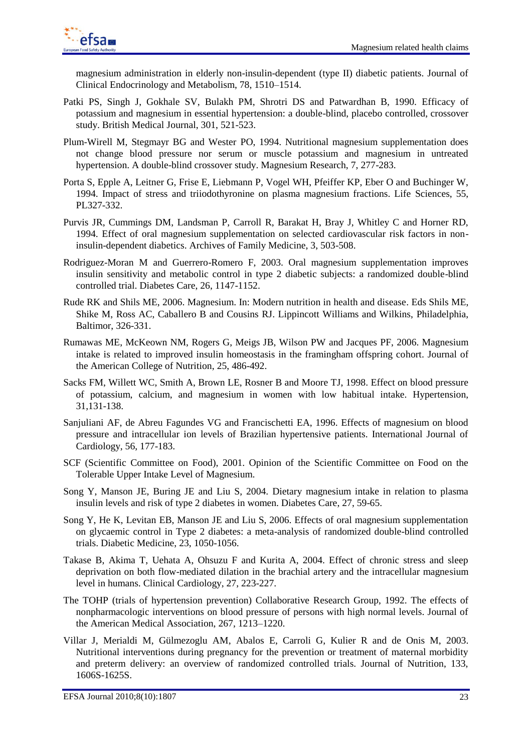magnesium administration in elderly non-insulin-dependent (type II) diabetic patients. Journal of Clinical Endocrinology and Metabolism, 78, 1510–1514.

Patki PS, Singh J, Gokhale SV, Bulakh PM, Shrotri DS and Patwardhan B, 1990. Efficacy of potassium and magnesium in essential hypertension: a double-blind, placebo controlled, crossover study. British Medical Journal, 301, 521-523.

Plum-Wirell M, Stegmayr BG and Wester PO, 1994. Nutritional magnesium supplementation does not change blood pressure nor serum or muscle potassium and magnesium in untreated hypertension. A double-blind crossover study. Magnesium Research, 7, 277-283.

Porta S, Epple A, Leitner G, Frise E, Liebmann P, Vogel WH, Pfeiffer KP, Eber O and Buchinger W, 1994. Impact of stress and triiodothyronine on plasma magnesium fractions. Life Sciences, 55, PL327-332.

Purvis JR, Cummings DM, Landsman P, Carroll R, Barakat H, Bray J, Whitley C and Horner RD, 1994. Effect of oral magnesium supplementation on selected cardiovascular risk factors in non-insulin-dependent diabetics. Archives of Family Medicine, 3, 503-508.

Rodriguez-Moran M and Guerrero-Romero F, 2003. Oral magnesium supplementation improves insulin sensitivity and metabolic control in type 2 diabetic subjects: a randomized double-blind controlled trial. Diabetes Care, 26, 1147-1152.

Rude RK and Shils ME, 2006. Magnesium. In: Modern nutrition in health and disease. Eds Shils ME, Shike M, Ross AC, Caballero B and Cousins RJ. Lippincott Williams and Wilkins, Philadelphia, Baltimor, 326-331.

Rumawas ME, McKeown NM, Rogers G, Meigs JB, Wilson PW and Jacques PF, 2006. Magnesium intake is related to improved insulin homeostasis in the framingham offspring cohort. Journal of the American College of Nutrition, 25, 486-492.

Sacks FM, Willett WC, Smith A, Brown LE, Rosner B and Moore TJ, 1998. Effect on blood pressure of potassium, calcium, and magnesium in women with low habitual intake. Hypertension, 31,131-138.

Sanjuliani AF, de Abreu Fagundes VG and Francischetti EA, 1996. Effects of magnesium on blood pressure and intracellular ion levels of Brazilian hypertensive patients. International Journal of Cardiology, 56, 177-183.

SCF (Scientific Committee on Food), 2001. Opinion of the Scientific Committee on Food on the Tolerable Upper Intake Level of Magnesium.

Song Y, Manson JE, Buring JE and Liu S, 2004. Dietary magnesium intake in relation to plasma insulin levels and risk of type 2 diabetes in women. Diabetes Care, 27, 59-65.

Song Y, He K, Levitan EB, Manson JE and Liu S, 2006. Effects of oral magnesium supplementation on glycaemic control in Type 2 diabetes: a meta-analysis of randomized double-blind controlled trials. Diabetic Medicine, 23, 1050-1056.

Takase B, Akima T, Uehata A, Ohsuzu F and Kurita A, 2004. Effect of chronic stress and sleep deprivation on both flow-mediated dilation in the brachial artery and the intracellular magnesium level in humans. Clinical Cardiology, 27, 223-227.

The TOHP (trials of hypertension prevention) Collaborative Research Group, 1992. The effects of nonpharmacologic interventions on blood pressure of persons with high normal levels. Journal of the American Medical Association, 267, 1213–1220.

Villar J, Merialdi M, Gülmezoglu AM, Abalos E, Carroli G, Kulier R and de Onis M, 2003. Nutritional interventions during pregnancy for the prevention or treatment of maternal morbidity and preterm delivery: an overview of randomized controlled trials. Journal of Nutrition, 133, 1606S-1625S.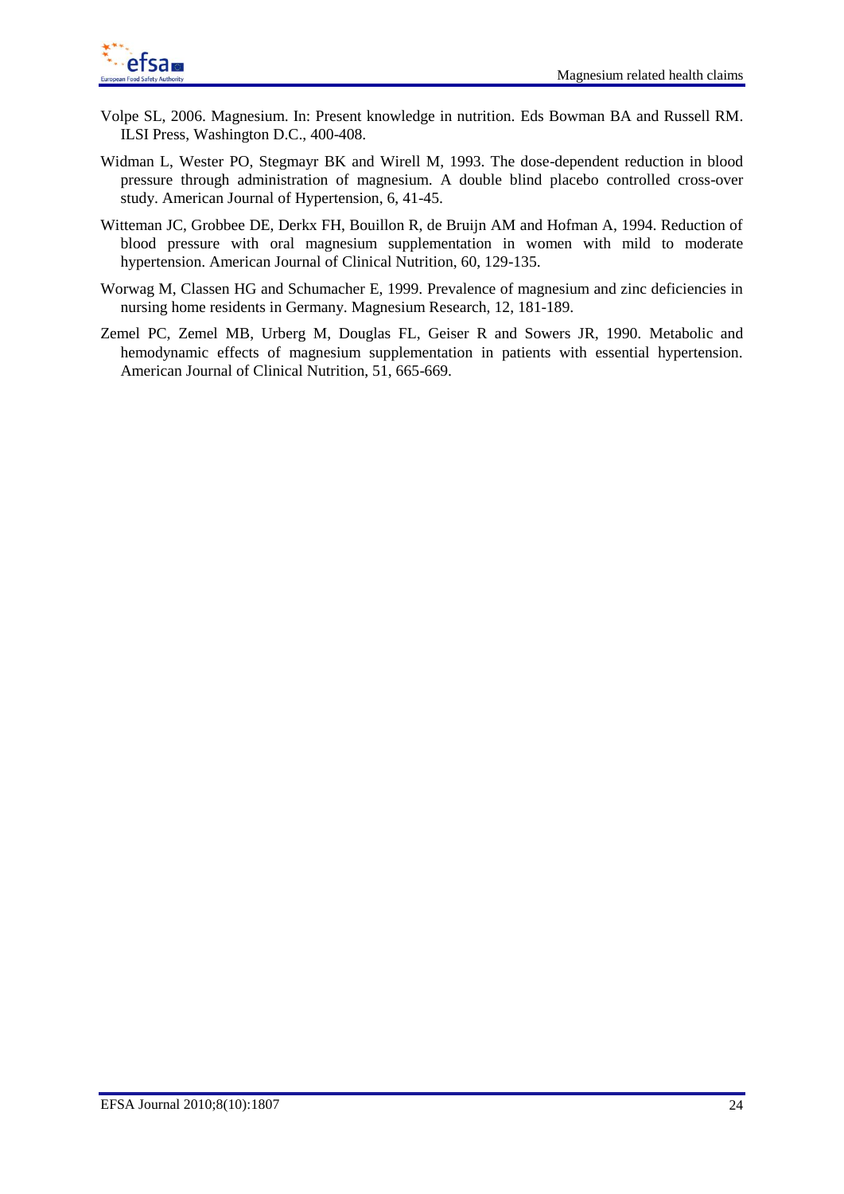Volpe SL, 2006. Magnesium. In: Present knowledge in nutrition. Eds Bowman BA and Russell RM. ILSI Press, Washington D.C., 400-408.

Widman L, Wester PO, Stegmayr BK and Wirell M, 1993. The dose-dependent reduction in blood pressure through administration of magnesium. A double blind placebo controlled cross-over study. American Journal of Hypertension, 6, 41-45.

Witteman JC, Grobbee DE, Derkx FH, Bouillon R, de Bruijn AM and Hofman A, 1994. Reduction of blood pressure with oral magnesium supplementation in women with mild to moderate hypertension. American Journal of Clinical Nutrition, 60, 129-135.

Worwag M, Classen HG and Schumacher E, 1999. Prevalence of magnesium and zinc deficiencies in nursing home residents in Germany. Magnesium Research, 12, 181-189.

Zemel PC, Zemel MB, Urberg M, Douglas FL, Geiser R and Sowers JR, 1990. Metabolic and hemodynamic effects of magnesium supplementation in patients with essential hypertension. American Journal of Clinical Nutrition, 51, 665-669.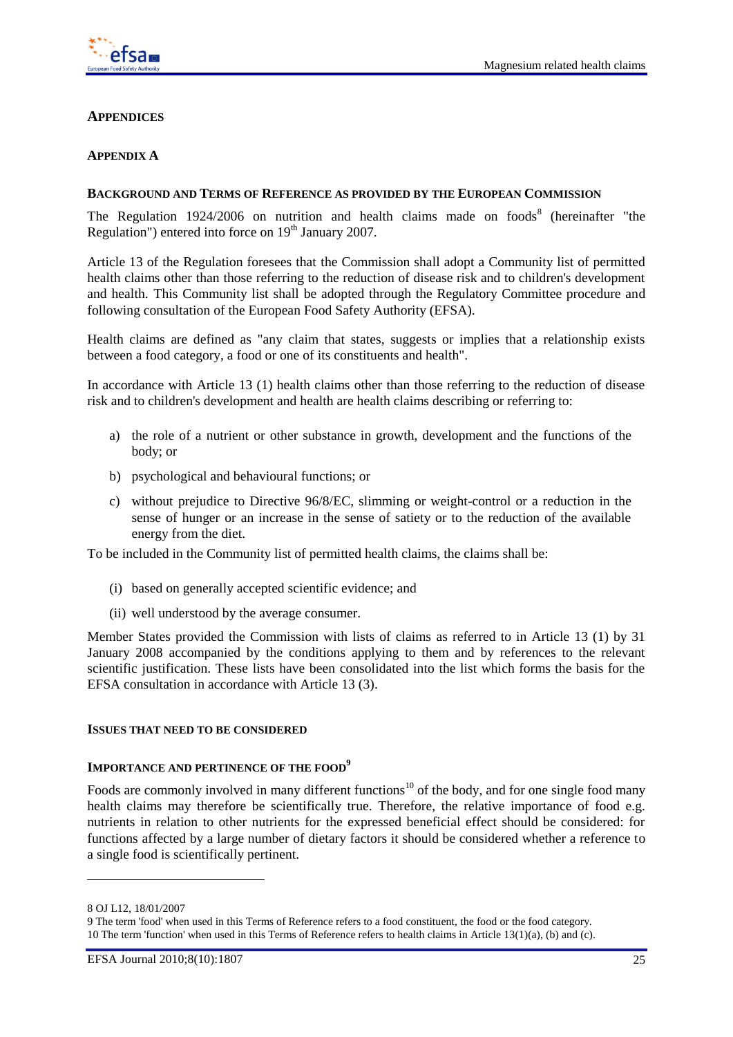## APPENDICES

### APPENDIX A

#### BACKGROUND AND TERMS OF REFERENCE AS PROVIDED BY THE EUROPEAN COMMISSION

The Regulation 1924/2006 on nutrition and health claims made on foods[8] (hereinafter "the Regulation") entered into force on 19th January 2007.

Article 13 of the Regulation foresees that the Commission shall adopt a Community list of permitted health claims other than those referring to the reduction of disease risk and to children's development and health. This Community list shall be adopted through the Regulatory Committee procedure and following consultation of the European Food Safety Authority (EFSA).

Health claims are defined as "any claim that states, suggests or implies that a relationship exists between a food category, a food or one of its constituents and health".

In accordance with Article 13 (1) health claims other than those referring to the reduction of disease risk and to children's development and health are health claims describing or referring to:

a) the role of a nutrient or other substance in growth, development and the functions of the body; or

b) psychological and behavioural functions; or

c) without prejudice to Directive 96/8/EC, slimming or weight-control or a reduction in the sense of hunger or an increase in the sense of satiety or to the reduction of the available energy from the diet.

To be included in the Community list of permitted health claims, the claims shall be:

(i) based on generally accepted scientific evidence; and

(ii) well understood by the average consumer.

Member States provided the Commission with lists of claims as referred to in Article 13 (1) by 31 January 2008 accompanied by the conditions applying to them and by references to the relevant scientific justification. These lists have been consolidated into the list which forms the basis for the EFSA consultation in accordance with Article 13 (3).

#### ISSUES THAT NEED TO BE CONSIDERED

#### IMPORTANCE AND PERTINENCE OF THE FOOD[9]

Foods are commonly involved in many different functions[10] of the body, and for one single food many health claims may therefore be scientifically true. Therefore, the relative importance of food e.g. nutrients in relation to other nutrients for the expressed beneficial effect should be considered: for functions affected by a large number of dietary factors it should be considered whether a reference to a single food is scientifically pertinent.

---

8 OJ L12, 18/01/2007

9 The term 'food' when used in this Terms of Reference refers to a food constituent, the food or the food category.

10 The term 'function' when used in this Terms of Reference refers to health claims in Article 13(1)(a), (b) and (c).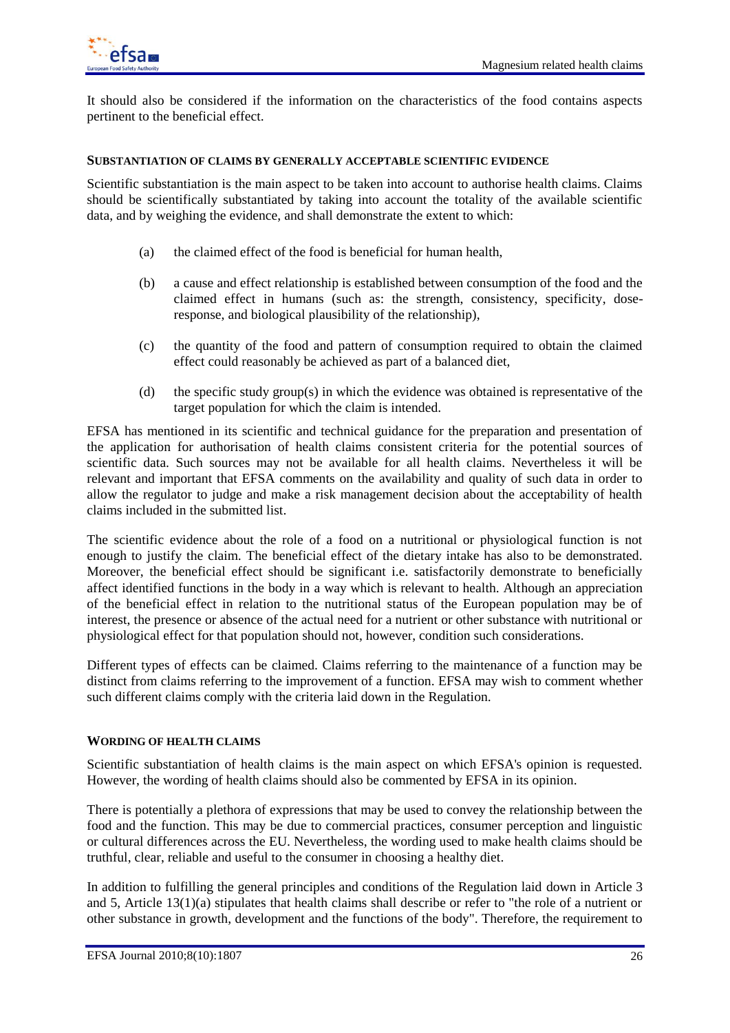It should also be considered if the information on the characteristics of the food contains aspects pertinent to the beneficial effect.

#### SUBSTANTIATION OF CLAIMS BY GENERALLY ACCEPTABLE SCIENTIFIC EVIDENCE

Scientific substantiation is the main aspect to be taken into account to authorise health claims. Claims should be scientifically substantiated by taking into account the totality of the available scientific data, and by weighing the evidence, and shall demonstrate the extent to which:

(a) the claimed effect of the food is beneficial for human health,

(b) a cause and effect relationship is established between consumption of the food and the claimed effect in humans (such as: the strength, consistency, specificity, dose-response, and biological plausibility of the relationship),

(c) the quantity of the food and pattern of consumption required to obtain the claimed effect could reasonably be achieved as part of a balanced diet,

(d) the specific study group(s) in which the evidence was obtained is representative of the target population for which the claim is intended.

EFSA has mentioned in its scientific and technical guidance for the preparation and presentation of the application for authorisation of health claims consistent criteria for the potential sources of scientific data. Such sources may not be available for all health claims. Nevertheless it will be relevant and important that EFSA comments on the availability and quality of such data in order to allow the regulator to judge and make a risk management decision about the acceptability of health claims included in the submitted list.

The scientific evidence about the role of a food on a nutritional or physiological function is not enough to justify the claim. The beneficial effect of the dietary intake has also to be demonstrated. Moreover, the beneficial effect should be significant i.e. satisfactorily demonstrate to beneficially affect identified functions in the body in a way which is relevant to health. Although an appreciation of the beneficial effect in relation to the nutritional status of the European population may be of interest, the presence or absence of the actual need for a nutrient or other substance with nutritional or physiological effect for that population should not, however, condition such considerations.

Different types of effects can be claimed. Claims referring to the maintenance of a function may be distinct from claims referring to the improvement of a function. EFSA may wish to comment whether such different claims comply with the criteria laid down in the Regulation.

#### WORDING OF HEALTH CLAIMS

Scientific substantiation of health claims is the main aspect on which EFSA's opinion is requested. However, the wording of health claims should also be commented by EFSA in its opinion.

There is potentially a plethora of expressions that may be used to convey the relationship between the food and the function. This may be due to commercial practices, consumer perception and linguistic or cultural differences across the EU. Nevertheless, the wording used to make health claims should be truthful, clear, reliable and useful to the consumer in choosing a healthy diet.

In addition to fulfilling the general principles and conditions of the Regulation laid down in Article 3 and 5, Article 13(1)(a) stipulates that health claims shall describe or refer to "the role of a nutrient or other substance in growth, development and the functions of the body". Therefore, the requirement to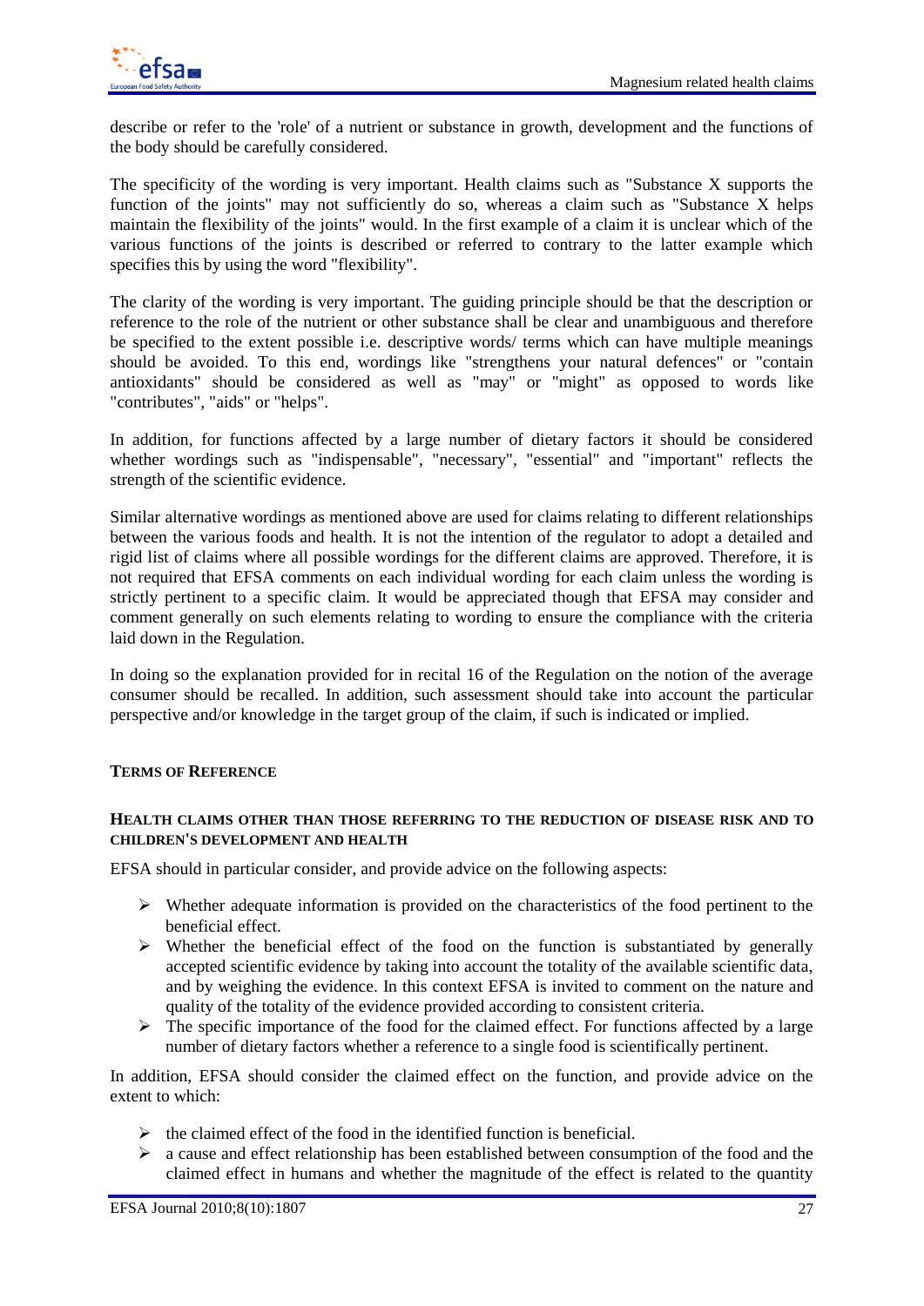describe or refer to the 'role' of a nutrient or substance in growth, development and the functions of the body should be carefully considered.

The specificity of the wording is very important. Health claims such as "Substance X supports the function of the joints" may not sufficiently do so, whereas a claim such as "Substance X helps maintain the flexibility of the joints" would. In the first example of a claim it is unclear which of the various functions of the joints is described or referred to contrary to the latter example which specifies this by using the word "flexibility".

The clarity of the wording is very important. The guiding principle should be that the description or reference to the role of the nutrient or other substance shall be clear and unambiguous and therefore be specified to the extent possible i.e. descriptive words/ terms which can have multiple meanings should be avoided. To this end, wordings like "strengthens your natural defences" or "contain antioxidants" should be considered as well as "may" or "might" as opposed to words like "contributes", "aids" or "helps".

In addition, for functions affected by a large number of dietary factors it should be considered whether wordings such as "indispensable", "necessary", "essential" and "important" reflects the strength of the scientific evidence.

Similar alternative wordings as mentioned above are used for claims relating to different relationships between the various foods and health. It is not the intention of the regulator to adopt a detailed and rigid list of claims where all possible wordings for the different claims are approved. Therefore, it is not required that EFSA comments on each individual wording for each claim unless the wording is strictly pertinent to a specific claim. It would be appreciated though that EFSA may consider and comment generally on such elements relating to wording to ensure the compliance with the criteria laid down in the Regulation.

In doing so the explanation provided for in recital 16 of the Regulation on the notion of the average consumer should be recalled. In addition, such assessment should take into account the particular perspective and/or knowledge in the target group of the claim, if such is indicated or implied.

## TERMS OF REFERENCE

### HEALTH CLAIMS OTHER THAN THOSE REFERRING TO THE REDUCTION OF DISEASE RISK AND TO CHILDREN'S DEVELOPMENT AND HEALTH

EFSA should in particular consider, and provide advice on the following aspects:

- Whether adequate information is provided on the characteristics of the food pertinent to the beneficial effect.
- Whether the beneficial effect of the food on the function is substantiated by generally accepted scientific evidence by taking into account the totality of the available scientific data, and by weighing the evidence. In this context EFSA is invited to comment on the nature and quality of the totality of the evidence provided according to consistent criteria.
- The specific importance of the food for the claimed effect. For functions affected by a large number of dietary factors whether a reference to a single food is scientifically pertinent.

In addition, EFSA should consider the claimed effect on the function, and provide advice on the extent to which:

- the claimed effect of the food in the identified function is beneficial.
- a cause and effect relationship has been established between consumption of the food and the claimed effect in humans and whether the magnitude of the effect is related to the quantity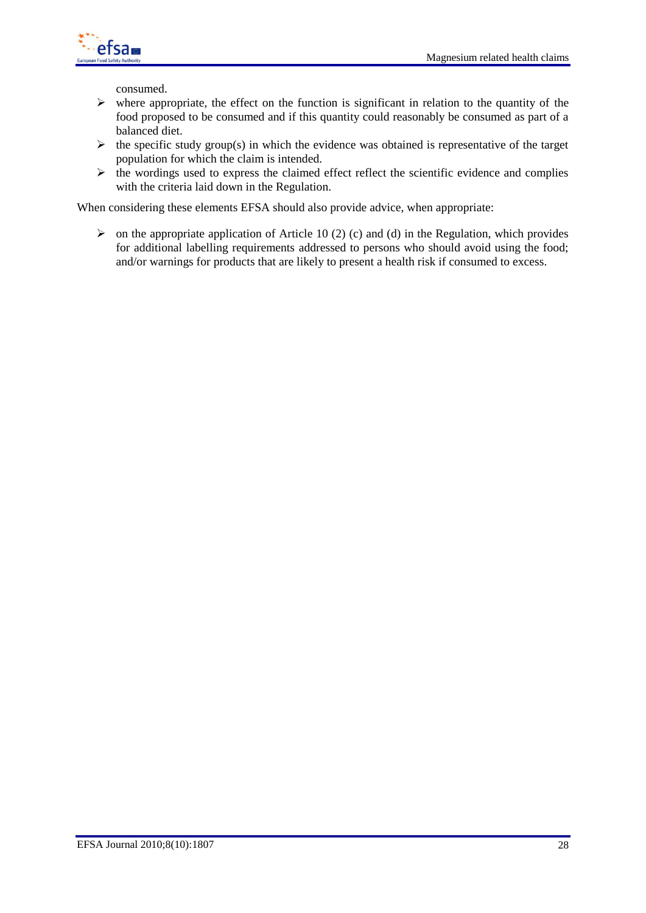consumed.

- where appropriate, the effect on the function is significant in relation to the quantity of the food proposed to be consumed and if this quantity could reasonably be consumed as part of a balanced diet.
- the specific study group(s) in which the evidence was obtained is representative of the target population for which the claim is intended.
- the wordings used to express the claimed effect reflect the scientific evidence and complies with the criteria laid down in the Regulation.

When considering these elements EFSA should also provide advice, when appropriate:

- on the appropriate application of Article 10 (2) (c) and (d) in the Regulation, which provides for additional labelling requirements addressed to persons who should avoid using the food; and/or warnings for products that are likely to present a health risk if consumed to excess.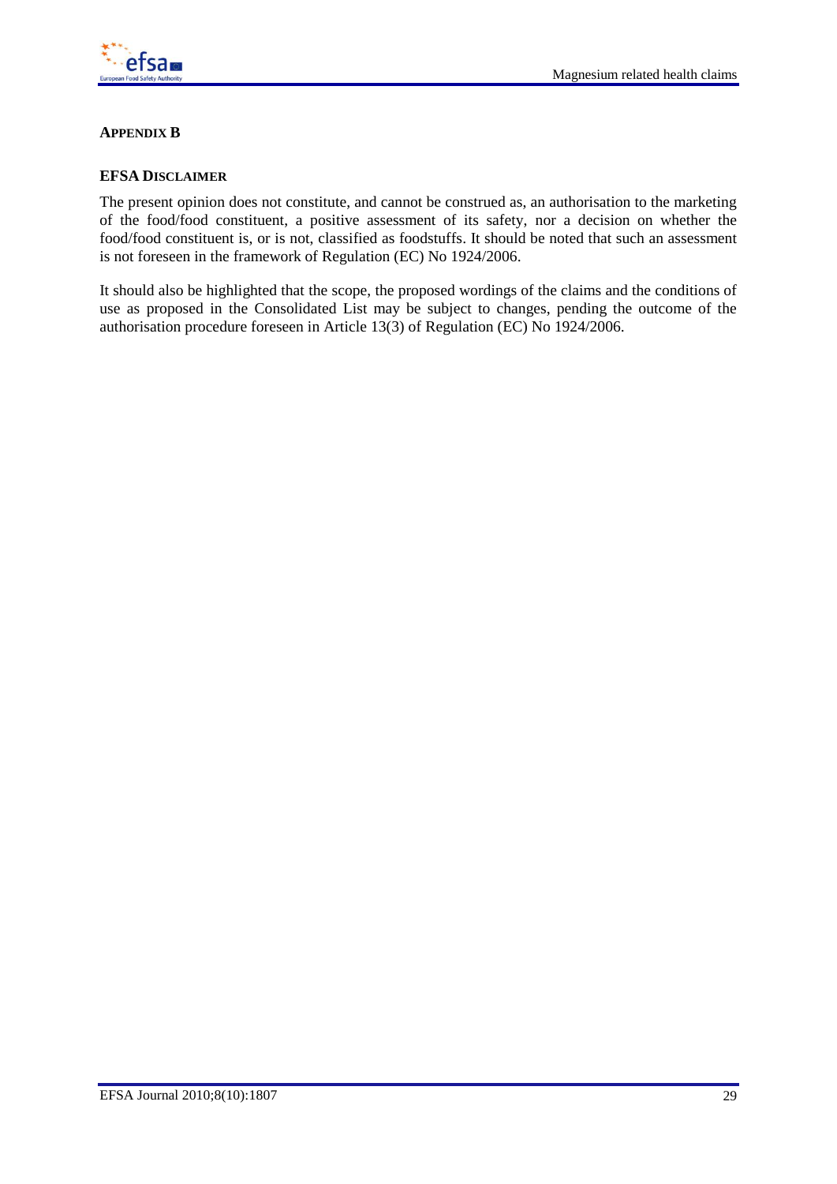## APPENDIX B

### EFSA DISCLAIMER

The present opinion does not constitute, and cannot be construed as, an authorisation to the marketing of the food/food constituent, a positive assessment of its safety, nor a decision on whether the food/food constituent is, or is not, classified as foodstuffs. It should be noted that such an assessment is not foreseen in the framework of Regulation (EC) No 1924/2006.

It should also be highlighted that the scope, the proposed wordings of the claims and the conditions of use as proposed in the Consolidated List may be subject to changes, pending the outcome of the authorisation procedure foreseen in Article 13(3) of Regulation (EC) No 1924/2006.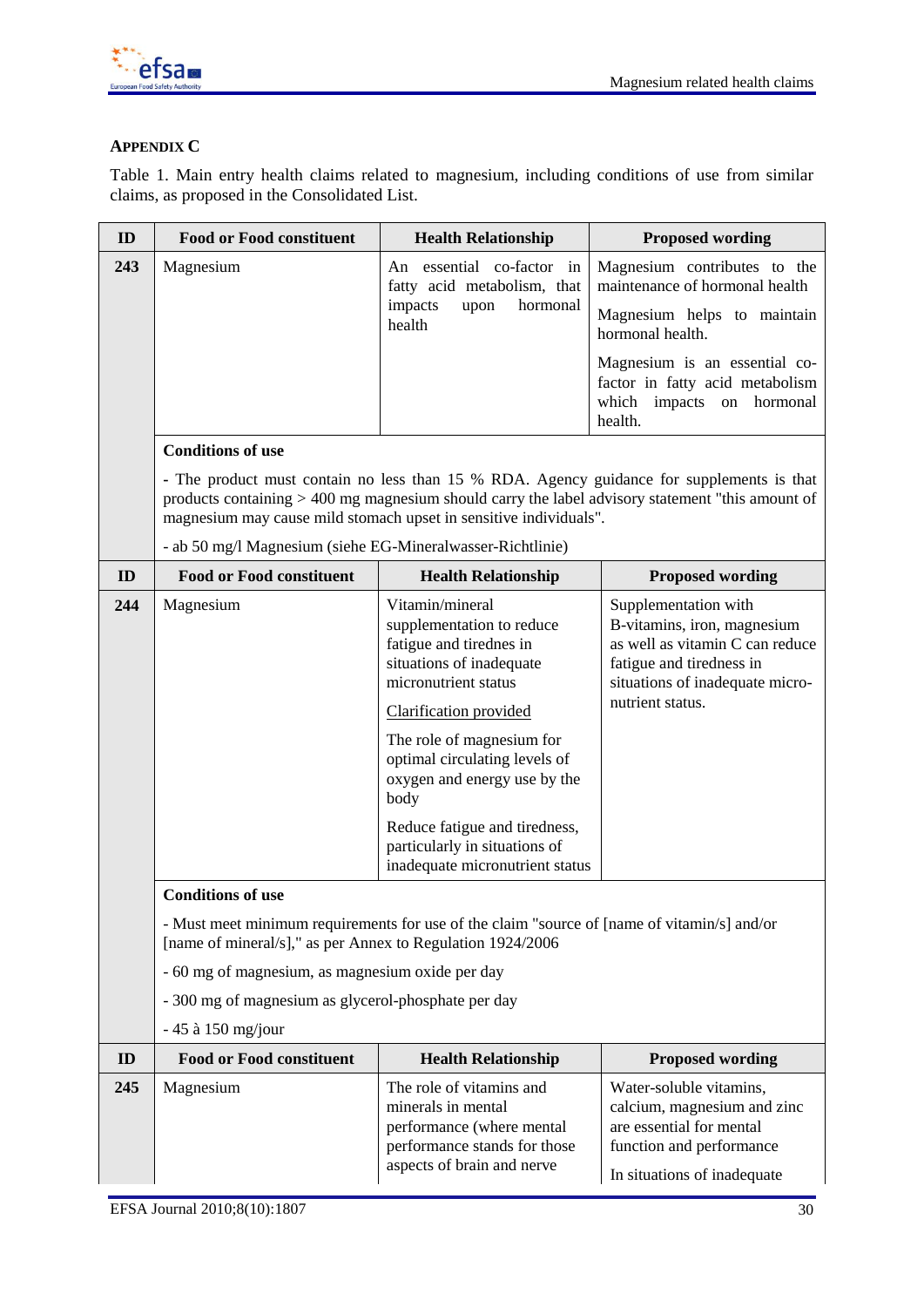**APPENDIX C**

Table 1. Main entry health claims related to magnesium, including conditions of use from similar claims, as proposed in the Consolidated List.

| ID | Food or Food constituent | Health Relationship | Proposed wording |
|---|---|---|---|
| **243** | Magnesium | An essential co-factor in fatty acid metabolism, that impacts upon hormonal health | Magnesium contributes to the maintenance of hormonal health<br><br>Magnesium helps to maintain hormonal health.<br><br>Magnesium is an essential co-factor in fatty acid metabolism which impacts on hormonal health. |
| | **Conditions of use**<br><br>- The product must contain no less than 15 % RDA. Agency guidance for supplements is that products containing > 400 mg magnesium should carry the label advisory statement "this amount of magnesium may cause mild stomach upset in sensitive individuals".<br><br>- ab 50 mg/l Magnesium (siehe EG-Mineralwasser-Richtlinie) | | |
| **ID** | **Food or Food constituent** | **Health Relationship** | **Proposed wording** |
| **244** | Magnesium | Vitamin/mineral supplementation to reduce fatigue and tiredness in situations of inadequate micronutrient status<br><br>Clarification provided<br><br>The role of magnesium for optimal circulating levels of oxygen and energy use by the body<br><br>Reduce fatigue and tiredness, particularly in situations of inadequate micronutrient status | Supplementation with B-vitamins, iron, magnesium as well as vitamin C can reduce fatigue and tiredness in situations of inadequate micro-nutrient status. |
| | **Conditions of use**<br><br>- Must meet minimum requirements for use of the claim "source of [name of vitamin/s] and/or [name of mineral/s]," as per Annex to Regulation 1924/2006<br><br>- 60 mg of magnesium, as magnesium oxide per day<br><br>- 300 mg of magnesium as glycerol-phosphate per day<br><br>- 45 à 150 mg/jour | | |
| **ID** | **Food or Food constituent** | **Health Relationship** | **Proposed wording** |
| **245** | Magnesium | The role of vitamins and minerals in mental performance (where mental performance stands for those aspects of brain and nerve | Water-soluble vitamins, calcium, magnesium and zinc are essential for mental function and performance<br><br>In situations of inadequate |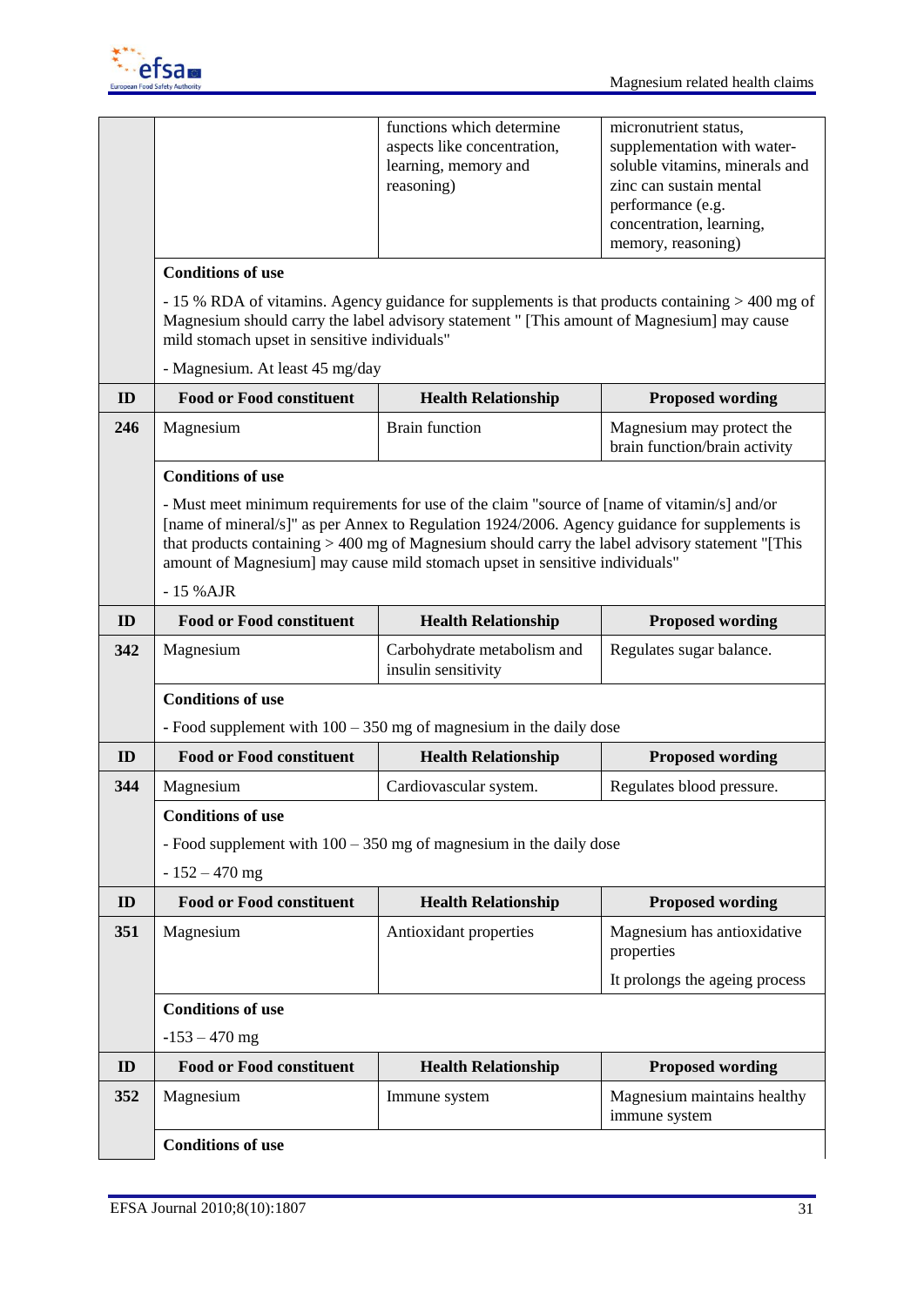| ID | Food or Food constituent | Health Relationship | Proposed wording |
|---|---|---|---|
| | | functions which determine aspects like concentration, learning, memory and reasoning) | micronutrient status, supplementation with water-soluble vitamins, minerals and zinc can sustain mental performance (e.g. concentration, learning, memory, reasoning) |
| | **Conditions of use**<br>- 15 % RDA of vitamins. Agency guidance for supplements is that products containing > 400 mg of Magnesium should carry the label advisory statement " [This amount of Magnesium] may cause mild stomach upset in sensitive individuals"<br>- Magnesium. At least 45 mg/day | | |
| **ID** | **Food or Food constituent** | **Health Relationship** | **Proposed wording** |
| **246** | Magnesium | Brain function | Magnesium may protect the brain function/brain activity |
| | **Conditions of use**<br>- Must meet minimum requirements for use of the claim "source of [name of vitamin/s] and/or [name of mineral/s]" as per Annex to Regulation 1924/2006. Agency guidance for supplements is that products containing > 400 mg of Magnesium should carry the label advisory statement "[This amount of Magnesium] may cause mild stomach upset in sensitive individuals"<br>- 15 %AJR | | |
| **ID** | **Food or Food constituent** | **Health Relationship** | **Proposed wording** |
| **342** | Magnesium | Carbohydrate metabolism and insulin sensitivity | Regulates sugar balance. |
| | **Conditions of use**<br>- Food supplement with 100 – 350 mg of magnesium in the daily dose | | |
| **ID** | **Food or Food constituent** | **Health Relationship** | **Proposed wording** |
| **344** | Magnesium | Cardiovascular system. | Regulates blood pressure. |
| | **Conditions of use**<br>- Food supplement with 100 – 350 mg of magnesium in the daily dose<br>- 152 – 470 mg | | |
| **ID** | **Food or Food constituent** | **Health Relationship** | **Proposed wording** |
| **351** | Magnesium | Antioxidant properties | Magnesium has antioxidative properties<br>It prolongs the ageing process |
| | **Conditions of use**<br>-153 – 470 mg | | |
| **ID** | **Food or Food constituent** | **Health Relationship** | **Proposed wording** |
| **352** | Magnesium | Immune system | Magnesium maintains healthy immune system |
| | **Conditions of use** | | |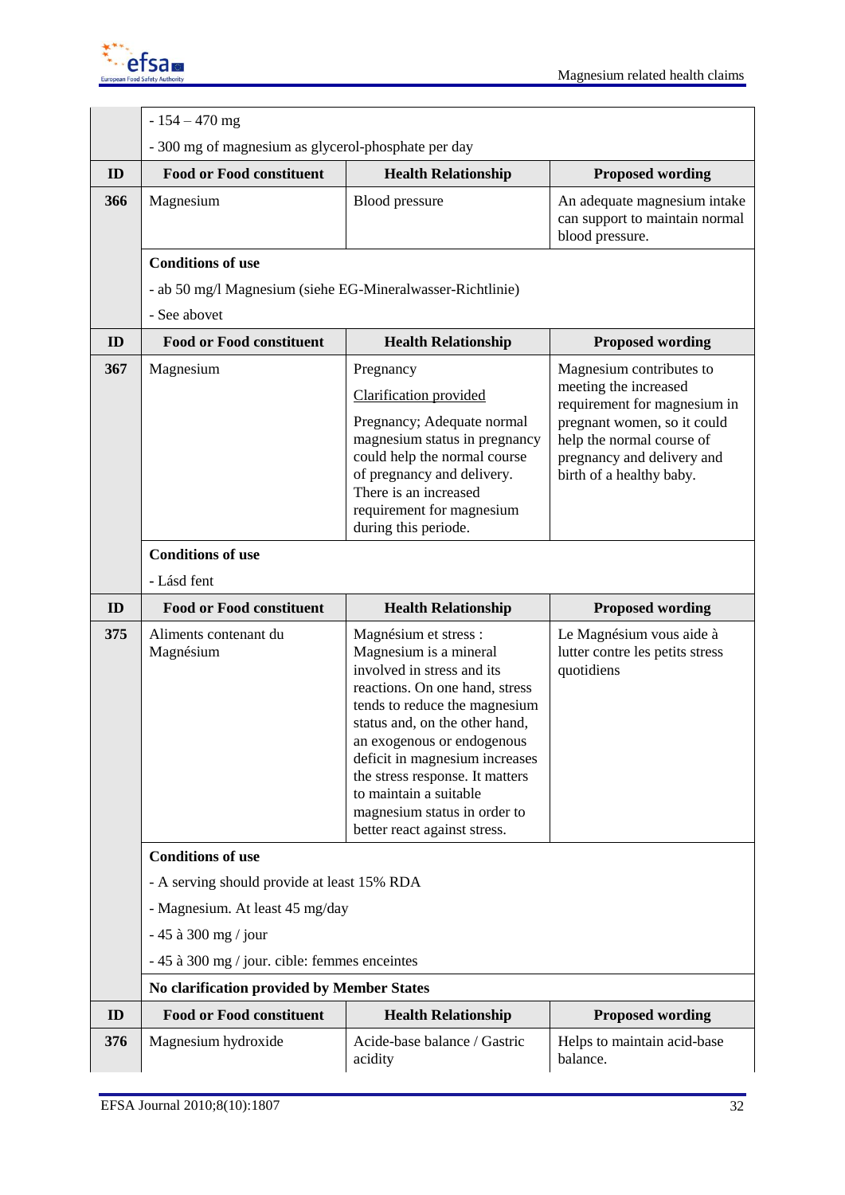| ID | Food or Food constituent | Health Relationship | Proposed wording |
|---|---|---|---|
| | - 154 – 470 mg<br>- 300 mg of magnesium as glycerol-phosphate per day | | |
| **366** | Magnesium | Blood pressure | An adequate magnesium intake can support to maintain normal blood pressure. |
| | **Conditions of use**<br>- ab 50 mg/l Magnesium (siehe EG-Mineralwasser-Richtlinie)<br>- See abovet | | |
| **367** | Magnesium | Pregnancy<br><u>Clarification provided</u><br>Pregnancy; Adequate normal magnesium status in pregnancy could help the normal course of pregnancy and delivery. There is an increased requirement for magnesium during this periode. | Magnesium contributes to meeting the increased requirement for magnesium in pregnant women, so it could help the normal course of pregnancy and delivery and birth of a healthy baby. |
| | **Conditions of use**<br>- Lásd fent | | |
| **375** | Aliments contenant du Magnésium | Magnésium et stress : Magnesium is a mineral involved in stress and its reactions. On one hand, stress tends to reduce the magnesium status and, on the other hand, an exogenous or endogenous deficit in magnesium increases the stress response. It matters to maintain a suitable magnesium status in order to better react against stress. | Le Magnésium vous aide à lutter contre les petits stress quotidiens |
| | **Conditions of use**<br>- A serving should provide at least 15% RDA<br>- Magnesium. At least 45 mg/day<br>- 45 à 300 mg / jour<br>- 45 à 300 mg / jour. cible: femmes enceintes | | |
| | **No clarification provided by Member States** | | |
| **376** | Magnesium hydroxide | Acide-base balance / Gastric acidity | Helps to maintain acid-base balance. |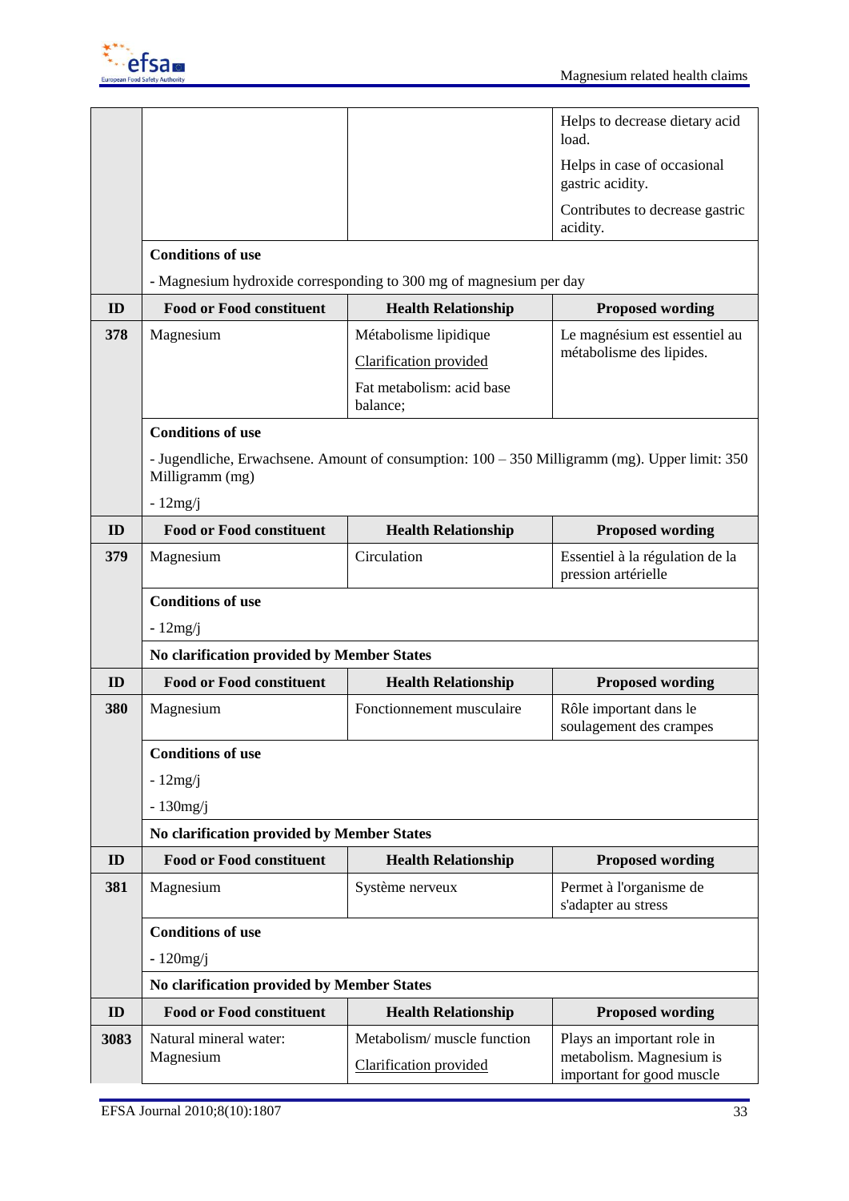| ID | Food or Food constituent | Health Relationship | Proposed wording |
|---|---|---|---|
| | | | Helps to decrease dietary acid load.<br>Helps in case of occasional gastric acidity.<br>Contributes to decrease gastric acidity. |
| | **Conditions of use**<br>- Magnesium hydroxide corresponding to 300 mg of magnesium per day | | |
| **ID** | **Food or Food constituent** | **Health Relationship** | **Proposed wording** |
| **378** | Magnesium | Métabolisme lipidique<br>Clarification provided<br>Fat metabolism: acid base balance; | Le magnésium est essentiel au métabolisme des lipides. |
| | **Conditions of use**<br>- Jugendliche, Erwachsene. Amount of consumption: 100 – 350 Milligramm (mg). Upper limit: 350 Milligramm (mg)<br>- 12mg/j | | |
| **ID** | **Food or Food constituent** | **Health Relationship** | **Proposed wording** |
| **379** | Magnesium | Circulation | Essentiel à la régulation de la pression artérielle |
| | **Conditions of use**<br>- 12mg/j | | |
| | **No clarification provided by Member States** | | |
| **ID** | **Food or Food constituent** | **Health Relationship** | **Proposed wording** |
| **380** | Magnesium | Fonctionnement musculaire | Rôle important dans le soulagement des crampes |
| | **Conditions of use**<br>- 12mg/j<br>- 130mg/j | | |
| | **No clarification provided by Member States** | | |
| **ID** | **Food or Food constituent** | **Health Relationship** | **Proposed wording** |
| **381** | Magnesium | Système nerveux | Permet à l'organisme de s'adapter au stress |
| | **Conditions of use**<br>- 120mg/j | | |
| | **No clarification provided by Member States** | | |
| **ID** | **Food or Food constituent** | **Health Relationship** | **Proposed wording** |
| **3083** | Natural mineral water: Magnesium | Metabolism/ muscle function<br>Clarification provided | Plays an important role in metabolism. Magnesium is important for good muscle |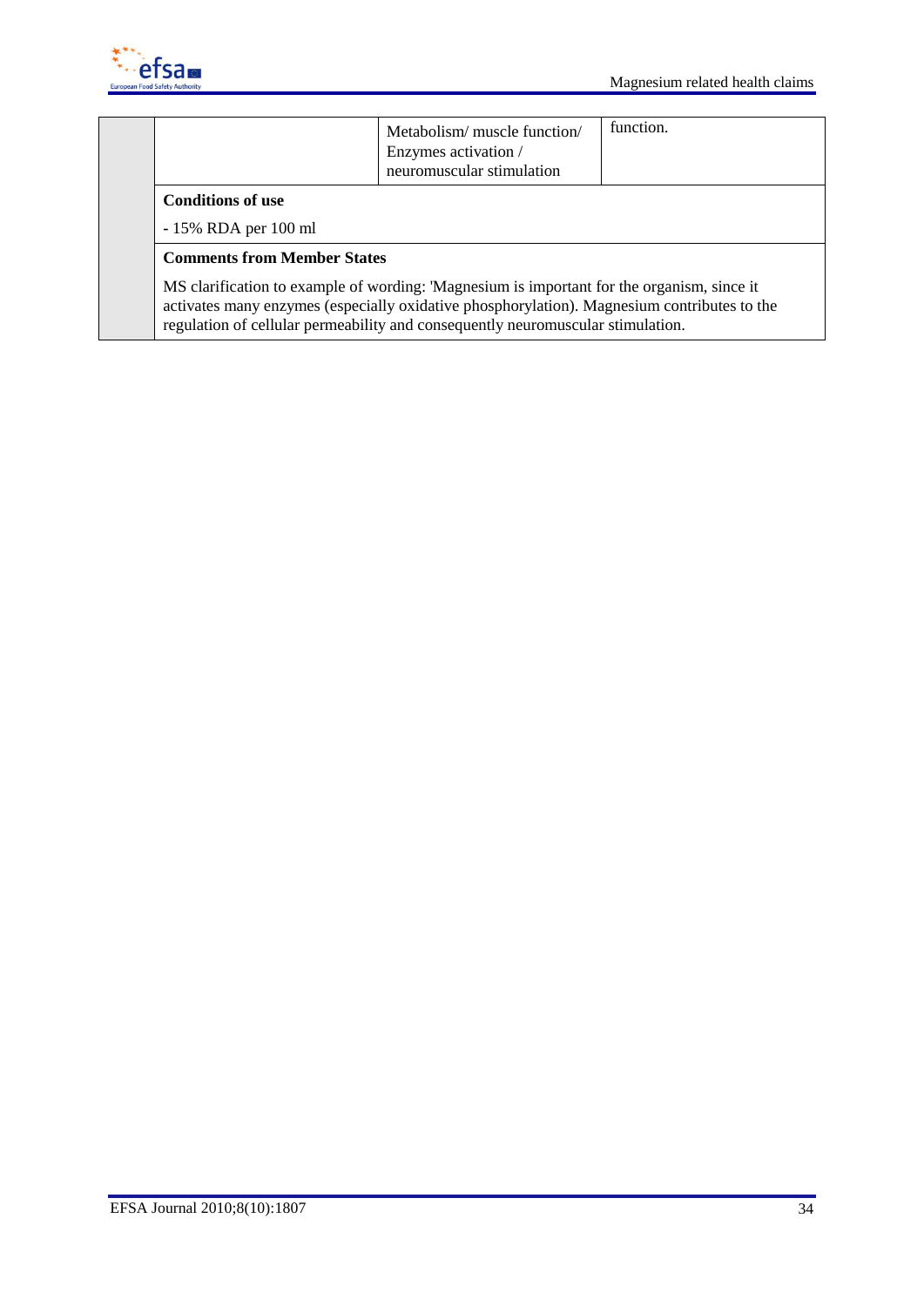| | | | |
|---|---|---|---|
| | | Metabolism/ muscle function/ Enzymes activation / neuromuscular stimulation | function. |
| | **Conditions of use**<br><br>- 15% RDA per 100 ml | | |
| | **Comments from Member States**<br><br>MS clarification to example of wording: 'Magnesium is important for the organism, since it activates many enzymes (especially oxidative phosphorylation). Magnesium contributes to the regulation of cellular permeability and consequently neuromuscular stimulation. | | |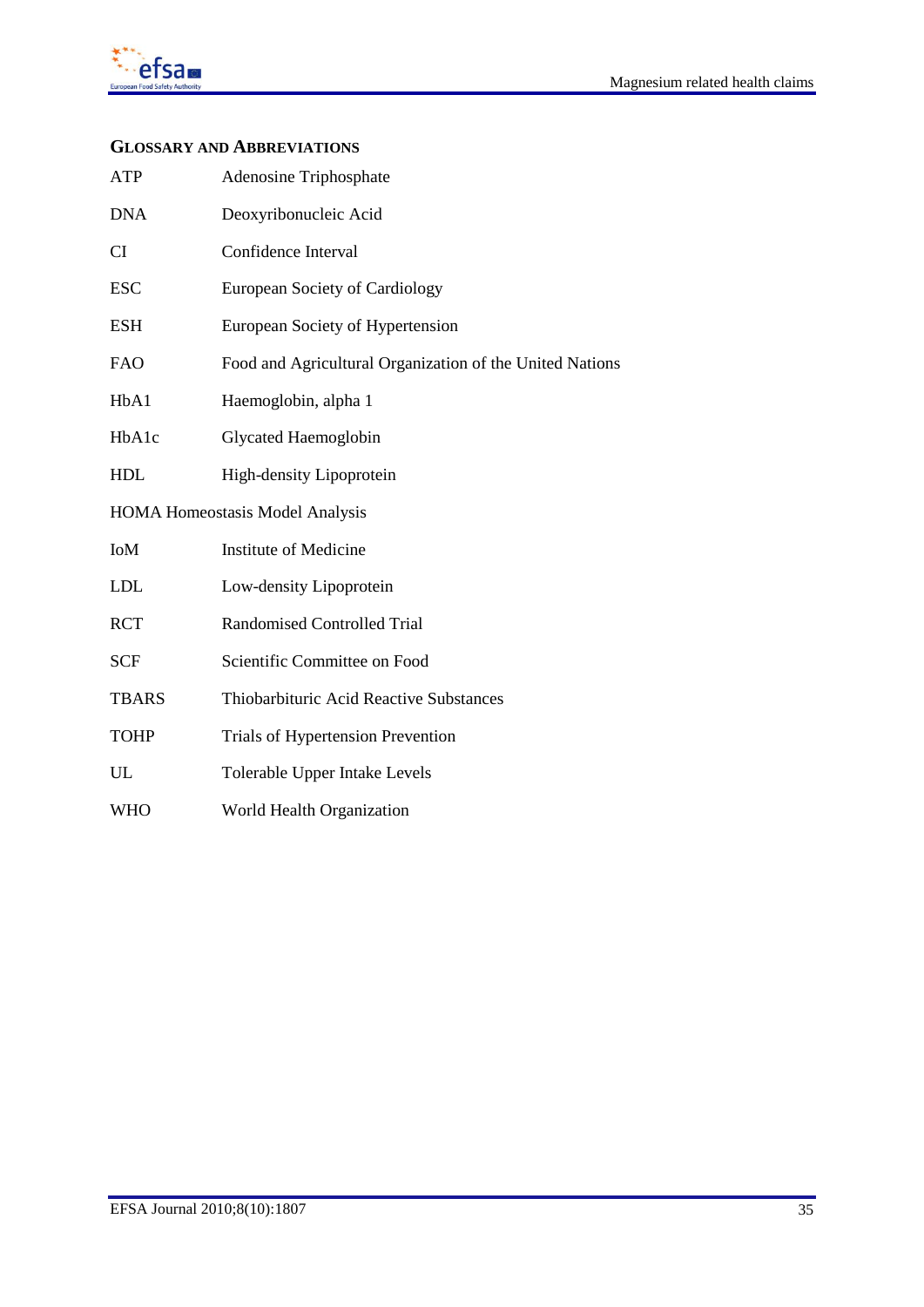## Glossary and Abbreviations

| | |
|---|---|
| ATP | Adenosine Triphosphate |
| DNA | Deoxyribonucleic Acid |
| CI | Confidence Interval |
| ESC | European Society of Cardiology |
| ESH | European Society of Hypertension |
| FAO | Food and Agricultural Organization of the United Nations |
| HbA1 | Haemoglobin, alpha 1 |
| HbA1c | Glycated Haemoglobin |
| HDL | High-density Lipoprotein |
| HOMA | Homeostasis Model Analysis |
| IoM | Institute of Medicine |
| LDL | Low-density Lipoprotein |
| RCT | Randomised Controlled Trial |
| SCF | Scientific Committee on Food |
| TBARS | Thiobarbituric Acid Reactive Substances |
| TOHP | Trials of Hypertension Prevention |
| UL | Tolerable Upper Intake Levels |
| WHO | World Health Organization |